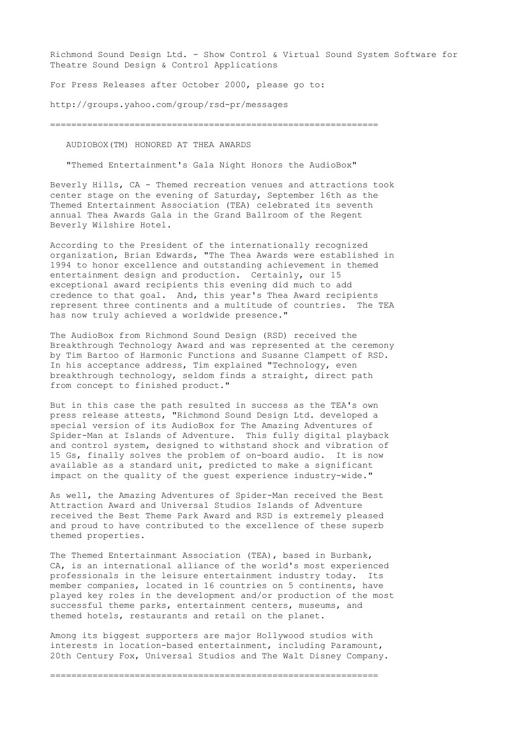Richmond Sound Design Ltd. - Show Control & Virtual Sound System Software for Theatre Sound Design & Control Applications

For Press Releases after October 2000, please go to:

http://groups.yahoo.com/group/rsd-pr/messages

---

## AUDIOBOX(TM) HONORED AT THEA AWARDS

"Themed Entertainment's Gala Night Honors the AudioBox"

Beverly Hills, CA - Themed recreation venues and attractions took center stage on the evening of Saturday, September 16th as the Themed Entertainment Association (TEA) celebrated its seventh annual Thea Awards Gala in the Grand Ballroom of the Regent Beverly Wilshire Hotel.

According to the President of the internationally recognized organization, Brian Edwards, "The Thea Awards were established in 1994 to honor excellence and outstanding achievement in themed entertainment design and production. Certainly, our 15 exceptional award recipients this evening did much to add credence to that goal. And, this year's Thea Award recipients represent three continents and a multitude of countries. The TEA has now truly achieved a worldwide presence."

The AudioBox from Richmond Sound Design (RSD) received the Breakthrough Technology Award and was represented at the ceremony by Tim Bartoo of Harmonic Functions and Susanne Clampett of RSD. In his acceptance address, Tim explained "Technology, even breakthrough technology, seldom finds a straight, direct path from concept to finished product."

But in this case the path resulted in success as the TEA's own press release attests, "Richmond Sound Design Ltd. developed a special version of its AudioBox for The Amazing Adventures of Spider-Man at Islands of Adventure. This fully digital playback and control system, designed to withstand shock and vibration of 15 Gs, finally solves the problem of on-board audio. It is now available as a standard unit, predicted to make a significant impact on the quality of the guest experience industry-wide."

As well, the Amazing Adventures of Spider-Man received the Best Attraction Award and Universal Studios Islands of Adventure received the Best Theme Park Award and RSD is extremely pleased and proud to have contributed to the excellence of these superb themed properties.

The Themed Entertainmant Association (TEA), based in Burbank, CA, is an international alliance of the world's most experienced professionals in the leisure entertainment industry today. Its member companies, located in 16 countries on 5 continents, have played key roles in the development and/or production of the most successful theme parks, entertainment centers, museums, and themed hotels, restaurants and retail on the planet.

Among its biggest supporters are major Hollywood studios with interests in location-based entertainment, including Paramount, 20th Century Fox, Universal Studios and The Walt Disney Company.

---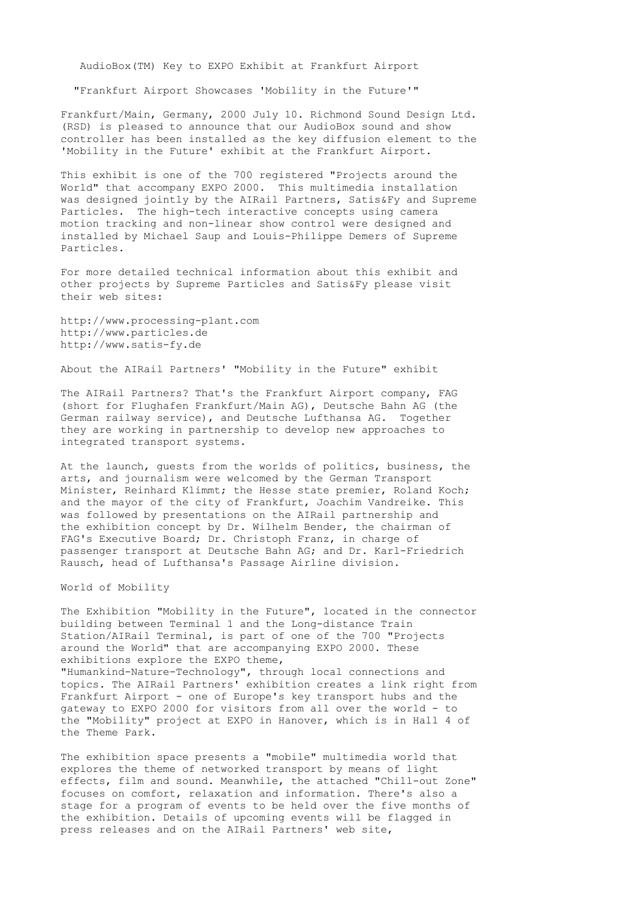# AudioBox(TM) Key to EXPO Exhibit at Frankfurt Airport

## "Frankfurt Airport Showcases 'Mobility in the Future'"

Frankfurt/Main, Germany, 2000 July 10. Richmond Sound Design Ltd. (RSD) is pleased to announce that our AudioBox sound and show controller has been installed as the key diffusion element to the 'Mobility in the Future' exhibit at the Frankfurt Airport.

This exhibit is one of the 700 registered "Projects around the World" that accompany EXPO 2000. This multimedia installation was designed jointly by the AIRail Partners, Satis&Fy and Supreme Particles. The high-tech interactive concepts using camera motion tracking and non-linear show control were designed and installed by Michael Saup and Louis-Philippe Demers of Supreme Particles.

For more detailed technical information about this exhibit and other projects by Supreme Particles and Satis&Fy please visit their web sites:

http://www.processing-plant.com
http://www.particles.de
http://www.satis-fy.de

About the AIRail Partners' "Mobility in the Future" exhibit

The AIRail Partners? That's the Frankfurt Airport company, FAG (short for Flughafen Frankfurt/Main AG), Deutsche Bahn AG (the German railway service), and Deutsche Lufthansa AG. Together they are working in partnership to develop new approaches to integrated transport systems.

At the launch, guests from the worlds of politics, business, the arts, and journalism were welcomed by the German Transport Minister, Reinhard Klimmt; the Hesse state premier, Roland Koch; and the mayor of the city of Frankfurt, Joachim Vandreike. This was followed by presentations on the AIRail partnership and the exhibition concept by Dr. Wilhelm Bender, the chairman of FAG's Executive Board; Dr. Christoph Franz, in charge of passenger transport at Deutsche Bahn AG; and Dr. Karl-Friedrich Rausch, head of Lufthansa's Passage Airline division.

World of Mobility

The Exhibition "Mobility in the Future", located in the connector building between Terminal 1 and the Long-distance Train Station/AIRail Terminal, is part of one of the 700 "Projects around the World" that are accompanying EXPO 2000. These exhibitions explore the EXPO theme, "Humankind-Nature-Technology", through local connections and topics. The AIRail Partners' exhibition creates a link right from Frankfurt Airport - one of Europe's key transport hubs and the gateway to EXPO 2000 for visitors from all over the world - to the "Mobility" project at EXPO in Hanover, which is in Hall 4 of the Theme Park.

The exhibition space presents a "mobile" multimedia world that explores the theme of networked transport by means of light effects, film and sound. Meanwhile, the attached "Chill-out Zone" focuses on comfort, relaxation and information. There's also a stage for a program of events to be held over the five months of the exhibition. Details of upcoming events will be flagged in press releases and on the AIRail Partners' web site,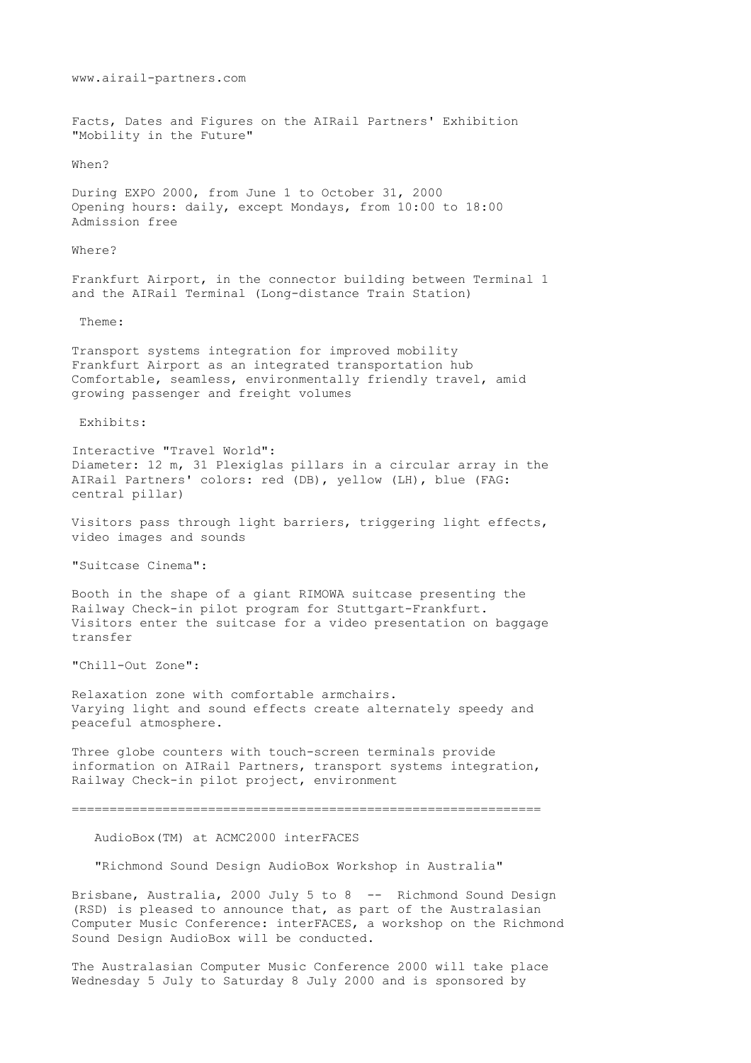www.airail-partners.com

Facts, Dates and Figures on the AIRail Partners' Exhibition "Mobility in the Future"

When?

During EXPO 2000, from June 1 to October 31, 2000
Opening hours: daily, except Mondays, from 10:00 to 18:00
Admission free

Where?

Frankfurt Airport, in the connector building between Terminal 1 and the AIRail Terminal (Long-distance Train Station)

Theme:

Transport systems integration for improved mobility
Frankfurt Airport as an integrated transportation hub
Comfortable, seamless, environmentally friendly travel, amid growing passenger and freight volumes

Exhibits:

Interactive "Travel World":
Diameter: 12 m, 31 Plexiglas pillars in a circular array in the AIRail Partners' colors: red (DB), yellow (LH), blue (FAG: central pillar)

Visitors pass through light barriers, triggering light effects, video images and sounds

"Suitcase Cinema":

Booth in the shape of a giant RIMOWA suitcase presenting the Railway Check-in pilot program for Stuttgart-Frankfurt. Visitors enter the suitcase for a video presentation on baggage transfer

"Chill-Out Zone":

Relaxation zone with comfortable armchairs.
Varying light and sound effects create alternately speedy and peaceful atmosphere.

Three globe counters with touch-screen terminals provide information on AIRail Partners, transport systems integration, Railway Check-in pilot project, environment

---

AudioBox(TM) at ACMC2000 interFACES

"Richmond Sound Design AudioBox Workshop in Australia"

Brisbane, Australia, 2000 July 5 to 8 -- Richmond Sound Design (RSD) is pleased to announce that, as part of the Australasian Computer Music Conference: interFACES, a workshop on the Richmond Sound Design AudioBox will be conducted.

The Australasian Computer Music Conference 2000 will take place Wednesday 5 July to Saturday 8 July 2000 and is sponsored by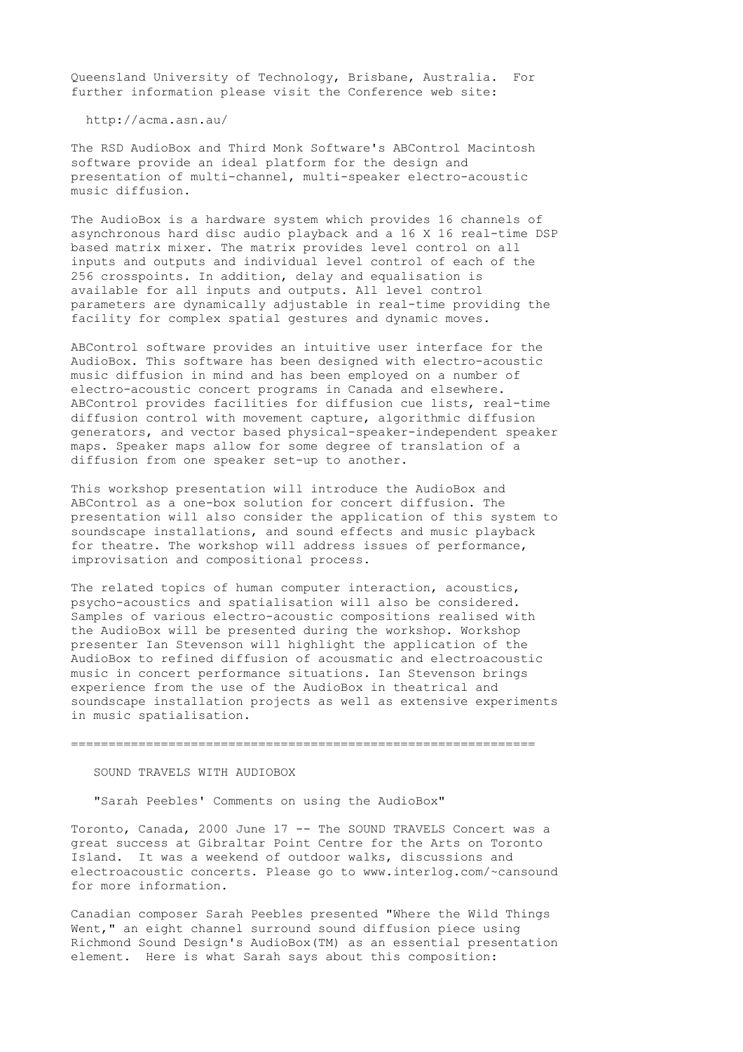Queensland University of Technology, Brisbane, Australia. For further information please visit the Conference web site:

http://acma.asn.au/

The RSD AudioBox and Third Monk Software's ABControl Macintosh software provide an ideal platform for the design and presentation of multi-channel, multi-speaker electro-acoustic music diffusion.

The AudioBox is a hardware system which provides 16 channels of asynchronous hard disc audio playback and a 16 X 16 real-time DSP based matrix mixer. The matrix provides level control on all inputs and outputs and individual level control of each of the 256 crosspoints. In addition, delay and equalisation is available for all inputs and outputs. All level control parameters are dynamically adjustable in real-time providing the facility for complex spatial gestures and dynamic moves.

ABControl software provides an intuitive user interface for the AudioBox. This software has been designed with electro-acoustic music diffusion in mind and has been employed on a number of electro-acoustic concert programs in Canada and elsewhere. ABControl provides facilities for diffusion cue lists, real-time diffusion control with movement capture, algorithmic diffusion generators, and vector based physical-speaker-independent speaker maps. Speaker maps allow for some degree of translation of a diffusion from one speaker set-up to another.

This workshop presentation will introduce the AudioBox and ABControl as a one-box solution for concert diffusion. The presentation will also consider the application of this system to soundscape installations, and sound effects and music playback for theatre. The workshop will address issues of performance, improvisation and compositional process.

The related topics of human computer interaction, acoustics, psycho-acoustics and spatialisation will also be considered. Samples of various electro-acoustic compositions realised with the AudioBox will be presented during the workshop. Workshop presenter Ian Stevenson will highlight the application of the AudioBox to refined diffusion of acousmatic and electroacoustic music in concert performance situations. Ian Stevenson brings experience from the use of the AudioBox in theatrical and soundscape installation projects as well as extensive experiments in music spatialisation.

==============================================================

## SOUND TRAVELS WITH AUDIOBOX

"Sarah Peebles' Comments on using the AudioBox"

Toronto, Canada, 2000 June 17 -- The SOUND TRAVELS Concert was a great success at Gibraltar Point Centre for the Arts on Toronto Island. It was a weekend of outdoor walks, discussions and electroacoustic concerts. Please go to www.interlog.com/~cansound for more information.

Canadian composer Sarah Peebles presented "Where the Wild Things Went," an eight channel surround sound diffusion piece using Richmond Sound Design's AudioBox(TM) as an essential presentation element. Here is what Sarah says about this composition: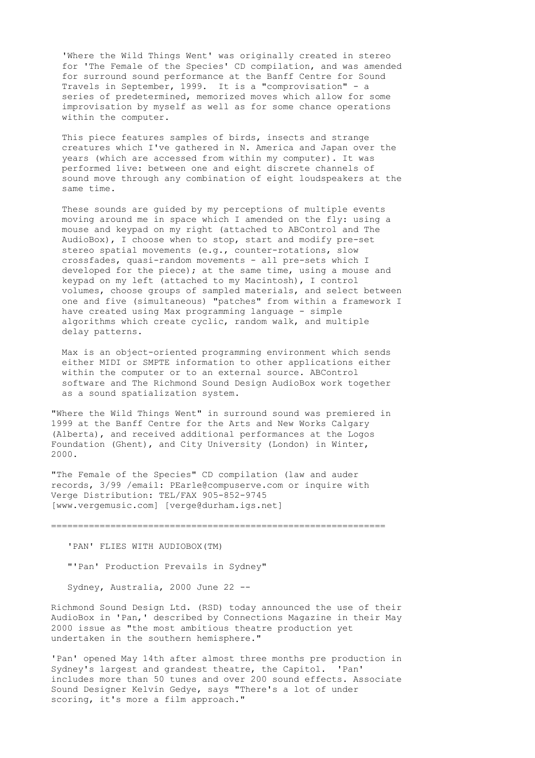'Where the Wild Things Went' was originally created in stereo for 'The Female of the Species' CD compilation, and was amended for surround sound performance at the Banff Centre for Sound Travels in September, 1999. It is a "comprovisation" - a series of predetermined, memorized moves which allow for some improvisation by myself as well as for some chance operations within the computer.

This piece features samples of birds, insects and strange creatures which I've gathered in N. America and Japan over the years (which are accessed from within my computer). It was performed live: between one and eight discrete channels of sound move through any combination of eight loudspeakers at the same time.

These sounds are guided by my perceptions of multiple events moving around me in space which I amended on the fly: using a mouse and keypad on my right (attached to ABControl and The AudioBox), I choose when to stop, start and modify pre-set stereo spatial movements (e.g., counter-rotations, slow crossfades, quasi-random movements - all pre-sets which I developed for the piece); at the same time, using a mouse and keypad on my left (attached to my Macintosh), I control volumes, choose groups of sampled materials, and select between one and five (simultaneous) "patches" from within a framework I have created using Max programming language - simple algorithms which create cyclic, random walk, and multiple delay patterns.

Max is an object-oriented programming environment which sends either MIDI or SMPTE information to other applications either within the computer or to an external source. ABControl software and The Richmond Sound Design AudioBox work together as a sound spatialization system.

"Where the Wild Things Went" in surround sound was premiered in 1999 at the Banff Centre for the Arts and New Works Calgary (Alberta), and received additional performances at the Logos Foundation (Ghent), and City University (London) in Winter, 2000.

"The Female of the Species" CD compilation (law and auder records, 3/99 /email: PEarle@compuserve.com or inquire with Verge Distribution: TEL/FAX 905-852-9745 [www.vergemusic.com] [verge@durham.igs.net]

---

'PAN' FLIES WITH AUDIOBOX(TM)

"'Pan' Production Prevails in Sydney"

Sydney, Australia, 2000 June 22 --

Richmond Sound Design Ltd. (RSD) today announced the use of their AudioBox in 'Pan,' described by Connections Magazine in their May 2000 issue as "the most ambitious theatre production yet undertaken in the southern hemisphere."

'Pan' opened May 14th after almost three months pre production in Sydney's largest and grandest theatre, the Capitol. 'Pan' includes more than 50 tunes and over 200 sound effects. Associate Sound Designer Kelvin Gedye, says "There's a lot of under scoring, it's more a film approach."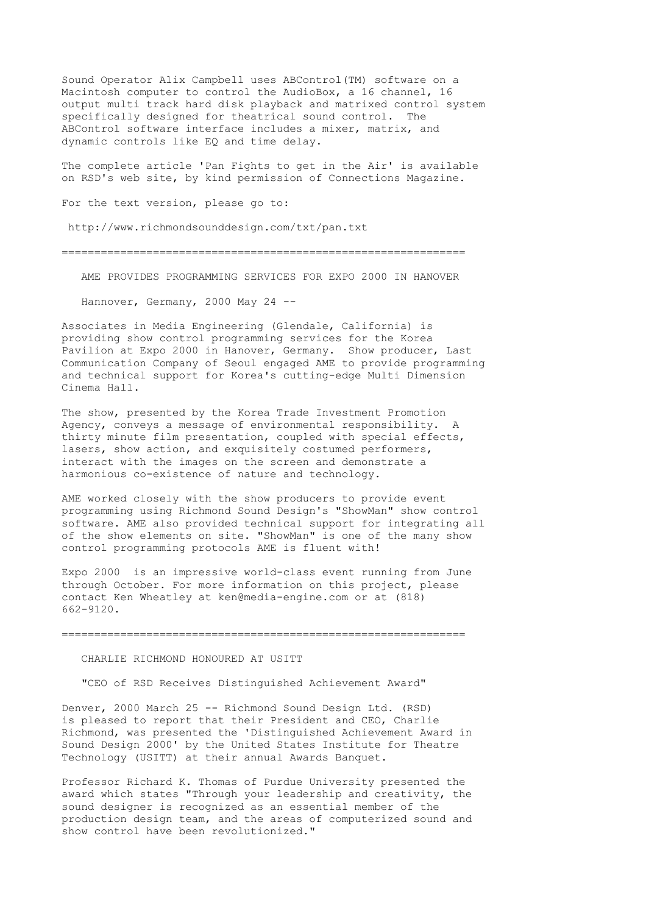Sound Operator Alix Campbell uses ABControl(TM) software on a Macintosh computer to control the AudioBox, a 16 channel, 16 output multi track hard disk playback and matrixed control system specifically designed for theatrical sound control. The ABControl software interface includes a mixer, matrix, and dynamic controls like EQ and time delay.

The complete article 'Pan Fights to get in the Air' is available on RSD's web site, by kind permission of Connections Magazine.

For the text version, please go to:

http://www.richmondsounddesign.com/txt/pan.txt

---

## AME PROVIDES PROGRAMMING SERVICES FOR EXPO 2000 IN HANOVER

Hannover, Germany, 2000 May 24 --

Associates in Media Engineering (Glendale, California) is providing show control programming services for the Korea Pavilion at Expo 2000 in Hanover, Germany. Show producer, Last Communication Company of Seoul engaged AME to provide programming and technical support for Korea's cutting-edge Multi Dimension Cinema Hall.

The show, presented by the Korea Trade Investment Promotion Agency, conveys a message of environmental responsibility. A thirty minute film presentation, coupled with special effects, lasers, show action, and exquisitely costumed performers, interact with the images on the screen and demonstrate a harmonious co-existence of nature and technology.

AME worked closely with the show producers to provide event programming using Richmond Sound Design's "ShowMan" show control software. AME also provided technical support for integrating all of the show elements on site. "ShowMan" is one of the many show control programming protocols AME is fluent with!

Expo 2000 is an impressive world-class event running from June through October. For more information on this project, please contact Ken Wheatley at ken@media-engine.com or at (818) 662-9120.

---

## CHARLIE RICHMOND HONOURED AT USITT

"CEO of RSD Receives Distinguished Achievement Award"

Denver, 2000 March 25 -- Richmond Sound Design Ltd. (RSD) is pleased to report that their President and CEO, Charlie Richmond, was presented the 'Distinguished Achievement Award in Sound Design 2000' by the United States Institute for Theatre Technology (USITT) at their annual Awards Banquet.

Professor Richard K. Thomas of Purdue University presented the award which states "Through your leadership and creativity, the sound designer is recognized as an essential member of the production design team, and the areas of computerized sound and show control have been revolutionized."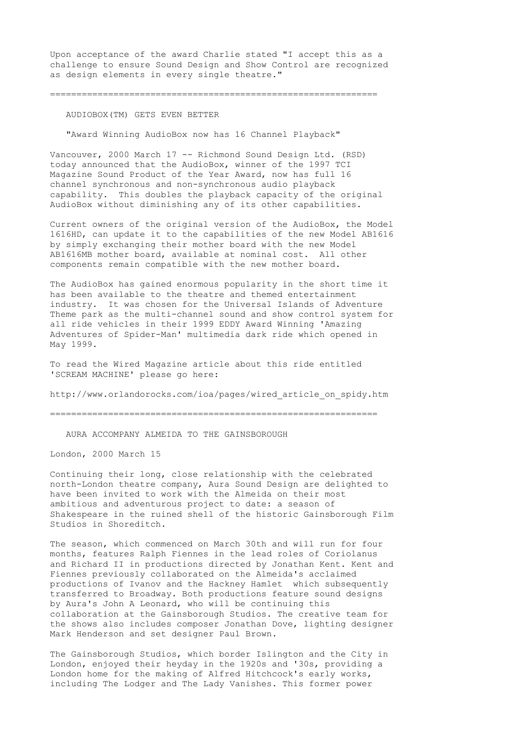Upon acceptance of the award Charlie stated "I accept this as a challenge to ensure Sound Design and Show Control are recognized as design elements in every single theatre."

---

## AUDIOBOX(TM) GETS EVEN BETTER

"Award Winning AudioBox now has 16 Channel Playback"

Vancouver, 2000 March 17 -- Richmond Sound Design Ltd. (RSD) today announced that the AudioBox, winner of the 1997 TCI Magazine Sound Product of the Year Award, now has full 16 channel synchronous and non-synchronous audio playback capability. This doubles the playback capacity of the original AudioBox without diminishing any of its other capabilities.

Current owners of the original version of the AudioBox, the Model 1616HD, can update it to the capabilities of the new Model AB1616 by simply exchanging their mother board with the new Model AB1616MB mother board, available at nominal cost. All other components remain compatible with the new mother board.

The AudioBox has gained enormous popularity in the short time it has been available to the theatre and themed entertainment industry. It was chosen for the Universal Islands of Adventure Theme park as the multi-channel sound and show control system for all ride vehicles in their 1999 EDDY Award Winning 'Amazing Adventures of Spider-Man' multimedia dark ride which opened in May 1999.

To read the Wired Magazine article about this ride entitled 'SCREAM MACHINE' please go here:

http://www.orlandorocks.com/ioa/pages/wired_article_on_spidy.htm

---

## AURA ACCOMPANY ALMEIDA TO THE GAINSBOROUGH

London, 2000 March 15

Continuing their long, close relationship with the celebrated north-London theatre company, Aura Sound Design are delighted to have been invited to work with the Almeida on their most ambitious and adventurous project to date: a season of Shakespeare in the ruined shell of the historic Gainsborough Film Studios in Shoreditch.

The season, which commenced on March 30th and will run for four months, features Ralph Fiennes in the lead roles of Coriolanus and Richard II in productions directed by Jonathan Kent. Kent and Fiennes previously collaborated on the Almeida's acclaimed productions of Ivanov and the Hackney Hamlet which subsequently transferred to Broadway. Both productions feature sound designs by Aura's John A Leonard, who will be continuing this collaboration at the Gainsborough Studios. The creative team for the shows also includes composer Jonathan Dove, lighting designer Mark Henderson and set designer Paul Brown.

The Gainsborough Studios, which border Islington and the City in London, enjoyed their heyday in the 1920s and '30s, providing a London home for the making of Alfred Hitchcock's early works, including The Lodger and The Lady Vanishes. This former power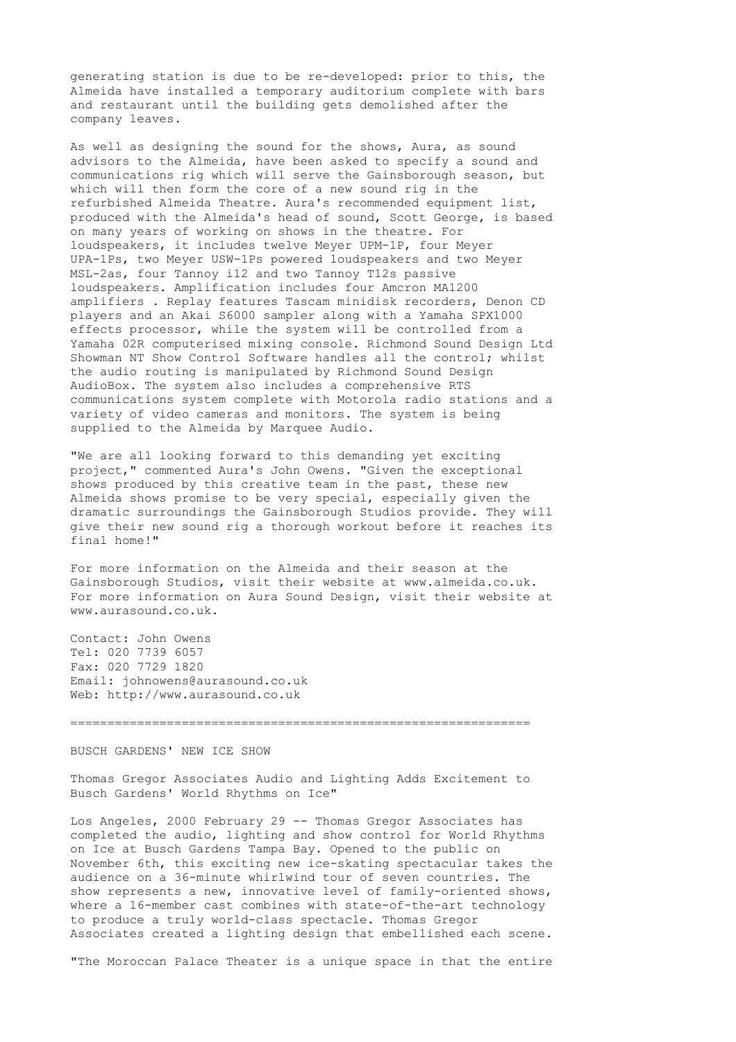generating station is due to be re-developed: prior to this, the Almeida have installed a temporary auditorium complete with bars and restaurant until the building gets demolished after the company leaves.

As well as designing the sound for the shows, Aura, as sound advisors to the Almeida, have been asked to specify a sound and communications rig which will serve the Gainsborough season, but which will then form the core of a new sound rig in the refurbished Almeida Theatre. Aura's recommended equipment list, produced with the Almeida's head of sound, Scott George, is based on many years of working on shows in the theatre. For loudspeakers, it includes twelve Meyer UPM-1P, four Meyer UPA-1Ps, two Meyer USW-1Ps powered loudspeakers and two Meyer MSL-2as, four Tannoy i12 and two Tannoy T12s passive loudspeakers. Amplification includes four Amcron MA1200 amplifiers . Replay features Tascam minidisk recorders, Denon CD players and an Akai S6000 sampler along with a Yamaha SPX1000 effects processor, while the system will be controlled from a Yamaha 02R computerised mixing console. Richmond Sound Design Ltd Showman NT Show Control Software handles all the control; whilst the audio routing is manipulated by Richmond Sound Design AudioBox. The system also includes a comprehensive RTS communications system complete with Motorola radio stations and a variety of video cameras and monitors. The system is being supplied to the Almeida by Marquee Audio.

"We are all looking forward to this demanding yet exciting project," commented Aura's John Owens. "Given the exceptional shows produced by this creative team in the past, these new Almeida shows promise to be very special, especially given the dramatic surroundings the Gainsborough Studios provide. They will give their new sound rig a thorough workout before it reaches its final home!"

For more information on the Almeida and their season at the Gainsborough Studios, visit their website at www.almeida.co.uk. For more information on Aura Sound Design, visit their website at www.aurasound.co.uk.

Contact: John Owens  
Tel: 020 7739 6057  
Fax: 020 7729 1820  
Email: johnowens@aurasound.co.uk  
Web: http://www.aurasound.co.uk

---

BUSCH GARDENS' NEW ICE SHOW

Thomas Gregor Associates Audio and Lighting Adds Excitement to Busch Gardens' World Rhythms on Ice"

Los Angeles, 2000 February 29 -- Thomas Gregor Associates has completed the audio, lighting and show control for World Rhythms on Ice at Busch Gardens Tampa Bay. Opened to the public on November 6th, this exciting new ice-skating spectacular takes the audience on a 36-minute whirlwind tour of seven countries. The show represents a new, innovative level of family-oriented shows, where a 16-member cast combines with state-of-the-art technology to produce a truly world-class spectacle. Thomas Gregor Associates created a lighting design that embellished each scene.

"The Moroccan Palace Theater is a unique space in that the entire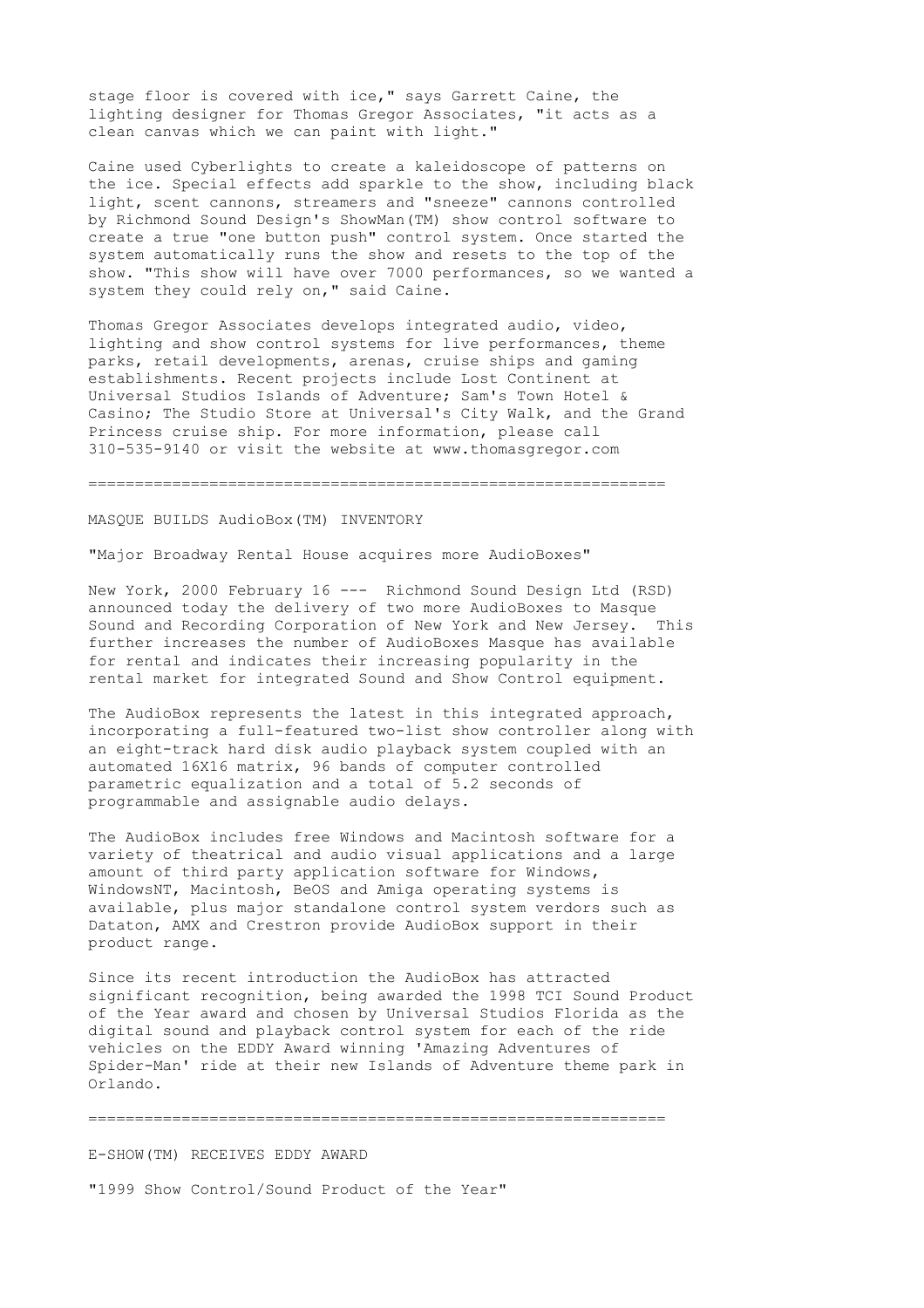stage floor is covered with ice," says Garrett Caine, the lighting designer for Thomas Gregor Associates, "it acts as a clean canvas which we can paint with light."

Caine used Cyberlights to create a kaleidoscope of patterns on the ice. Special effects add sparkle to the show, including black light, scent cannons, streamers and "sneeze" cannons controlled by Richmond Sound Design's ShowMan(TM) show control software to create a true "one button push" control system. Once started the system automatically runs the show and resets to the top of the show. "This show will have over 7000 performances, so we wanted a system they could rely on," said Caine.

Thomas Gregor Associates develops integrated audio, video, lighting and show control systems for live performances, theme parks, retail developments, arenas, cruise ships and gaming establishments. Recent projects include Lost Continent at Universal Studios Islands of Adventure; Sam's Town Hotel & Casino; The Studio Store at Universal's City Walk, and the Grand Princess cruise ship. For more information, please call 310-535-9140 or visit the website at www.thomasgregor.com

===============================================================

## MASQUE BUILDS AudioBox(TM) INVENTORY

"Major Broadway Rental House acquires more AudioBoxes"

New York, 2000 February 16 --- Richmond Sound Design Ltd (RSD) announced today the delivery of two more AudioBoxes to Masque Sound and Recording Corporation of New York and New Jersey. This further increases the number of AudioBoxes Masque has available for rental and indicates their increasing popularity in the rental market for integrated Sound and Show Control equipment.

The AudioBox represents the latest in this integrated approach, incorporating a full-featured two-list show controller along with an eight-track hard disk audio playback system coupled with an automated 16X16 matrix, 96 bands of computer controlled parametric equalization and a total of 5.2 seconds of programmable and assignable audio delays.

The AudioBox includes free Windows and Macintosh software for a variety of theatrical and audio visual applications and a large amount of third party application software for Windows, WindowsNT, Macintosh, BeOS and Amiga operating systems is available, plus major standalone control system verdors such as Dataton, AMX and Crestron provide AudioBox support in their product range.

Since its recent introduction the AudioBox has attracted significant recognition, being awarded the 1998 TCI Sound Product of the Year award and chosen by Universal Studios Florida as the digital sound and playback control system for each of the ride vehicles on the EDDY Award winning 'Amazing Adventures of Spider-Man' ride at their new Islands of Adventure theme park in Orlando.

===============================================================

## E-SHOW(TM) RECEIVES EDDY AWARD

"1999 Show Control/Sound Product of the Year"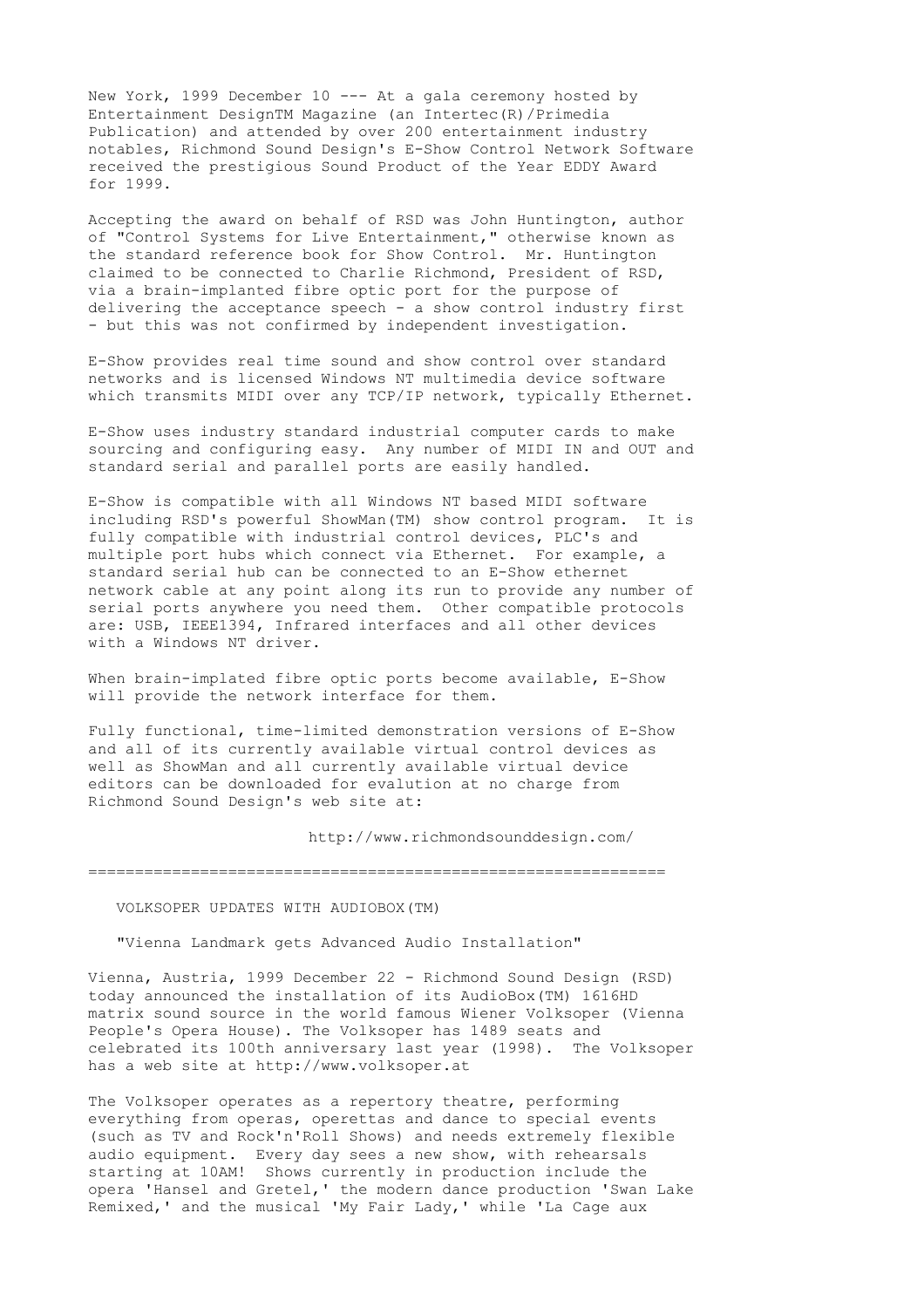New York, 1999 December 10 --- At a gala ceremony hosted by Entertainment DesignTM Magazine (an Intertec(R)/Primedia Publication) and attended by over 200 entertainment industry notables, Richmond Sound Design's E-Show Control Network Software received the prestigious Sound Product of the Year EDDY Award for 1999.

Accepting the award on behalf of RSD was John Huntington, author of "Control Systems for Live Entertainment," otherwise known as the standard reference book for Show Control. Mr. Huntington claimed to be connected to Charlie Richmond, President of RSD, via a brain-implanted fibre optic port for the purpose of delivering the acceptance speech - a show control industry first - but this was not confirmed by independent investigation.

E-Show provides real time sound and show control over standard networks and is licensed Windows NT multimedia device software which transmits MIDI over any TCP/IP network, typically Ethernet.

E-Show uses industry standard industrial computer cards to make sourcing and configuring easy. Any number of MIDI IN and OUT and standard serial and parallel ports are easily handled.

E-Show is compatible with all Windows NT based MIDI software including RSD's powerful ShowMan(TM) show control program. It is fully compatible with industrial control devices, PLC's and multiple port hubs which connect via Ethernet. For example, a standard serial hub can be connected to an E-Show ethernet network cable at any point along its run to provide any number of serial ports anywhere you need them. Other compatible protocols are: USB, IEEE1394, Infrared interfaces and all other devices with a Windows NT driver.

When brain-implated fibre optic ports become available, E-Show will provide the network interface for them.

Fully functional, time-limited demonstration versions of E-Show and all of its currently available virtual control devices as well as ShowMan and all currently available virtual device editors can be downloaded for evalution at no charge from Richmond Sound Design's web site at:

http://www.richmondsounddesign.com/

================================================================

VOLKSOPER UPDATES WITH AUDIOBOX(TM)

"Vienna Landmark gets Advanced Audio Installation"

Vienna, Austria, 1999 December 22 - Richmond Sound Design (RSD) today announced the installation of its AudioBox(TM) 1616HD matrix sound source in the world famous Wiener Volksoper (Vienna People's Opera House). The Volksoper has 1489 seats and celebrated its 100th anniversary last year (1998). The Volksoper has a web site at http://www.volksoper.at

The Volksoper operates as a repertory theatre, performing everything from operas, operettas and dance to special events (such as TV and Rock'n'Roll Shows) and needs extremely flexible audio equipment. Every day sees a new show, with rehearsals starting at 10AM! Shows currently in production include the opera 'Hansel and Gretel,' the modern dance production 'Swan Lake Remixed,' and the musical 'My Fair Lady,' while 'La Cage aux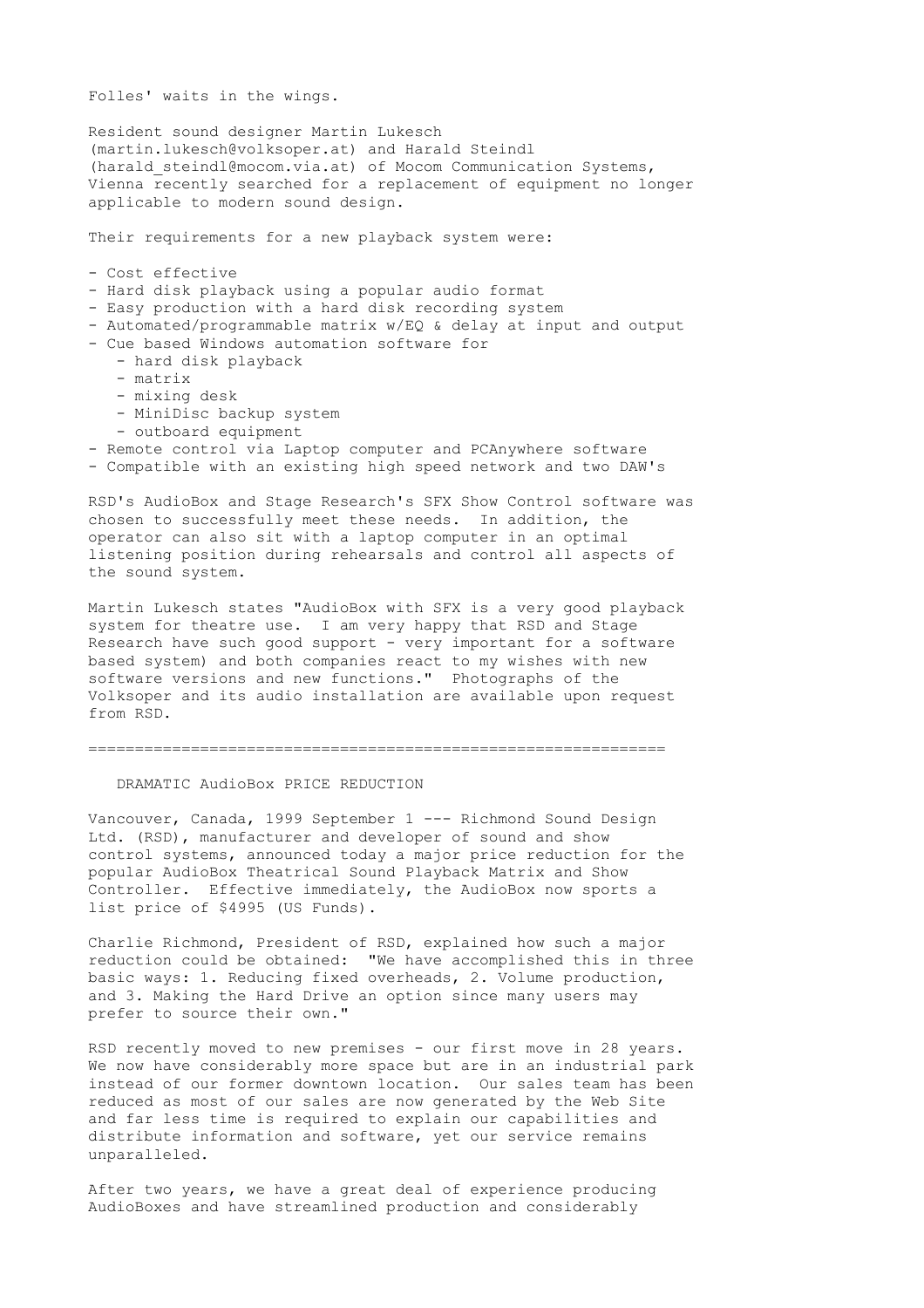Folles' waits in the wings.

Resident sound designer Martin Lukesch (martin.lukesch@volksoper.at) and Harald Steindl (harald_steindl@mocom.via.at) of Mocom Communication Systems, Vienna recently searched for a replacement of equipment no longer applicable to modern sound design.

Their requirements for a new playback system were:

- Cost effective
- Hard disk playback using a popular audio format
- Easy production with a hard disk recording system
- Automated/programmable matrix w/EQ & delay at input and output
- Cue based Windows automation software for
  - hard disk playback
  - matrix
  - mixing desk
  - MiniDisc backup system
  - outboard equipment
- Remote control via Laptop computer and PCAnywhere software
- Compatible with an existing high speed network and two DAW's

RSD's AudioBox and Stage Research's SFX Show Control software was chosen to successfully meet these needs. In addition, the operator can also sit with a laptop computer in an optimal listening position during rehearsals and control all aspects of the sound system.

Martin Lukesch states "AudioBox with SFX is a very good playback system for theatre use. I am very happy that RSD and Stage Research have such good support - very important for a software based system) and both companies react to my wishes with new software versions and new functions." Photographs of the Volksoper and its audio installation are available upon request from RSD.

---

## DRAMATIC AudioBox PRICE REDUCTION

Vancouver, Canada, 1999 September 1 --- Richmond Sound Design Ltd. (RSD), manufacturer and developer of sound and show control systems, announced today a major price reduction for the popular AudioBox Theatrical Sound Playback Matrix and Show Controller. Effective immediately, the AudioBox now sports a list price of $4995 (US Funds).

Charlie Richmond, President of RSD, explained how such a major reduction could be obtained: "We have accomplished this in three basic ways: 1. Reducing fixed overheads, 2. Volume production, and 3. Making the Hard Drive an option since many users may prefer to source their own."

RSD recently moved to new premises - our first move in 28 years. We now have considerably more space but are in an industrial park instead of our former downtown location. Our sales team has been reduced as most of our sales are now generated by the Web Site and far less time is required to explain our capabilities and distribute information and software, yet our service remains unparalleled.

After two years, we have a great deal of experience producing AudioBoxes and have streamlined production and considerably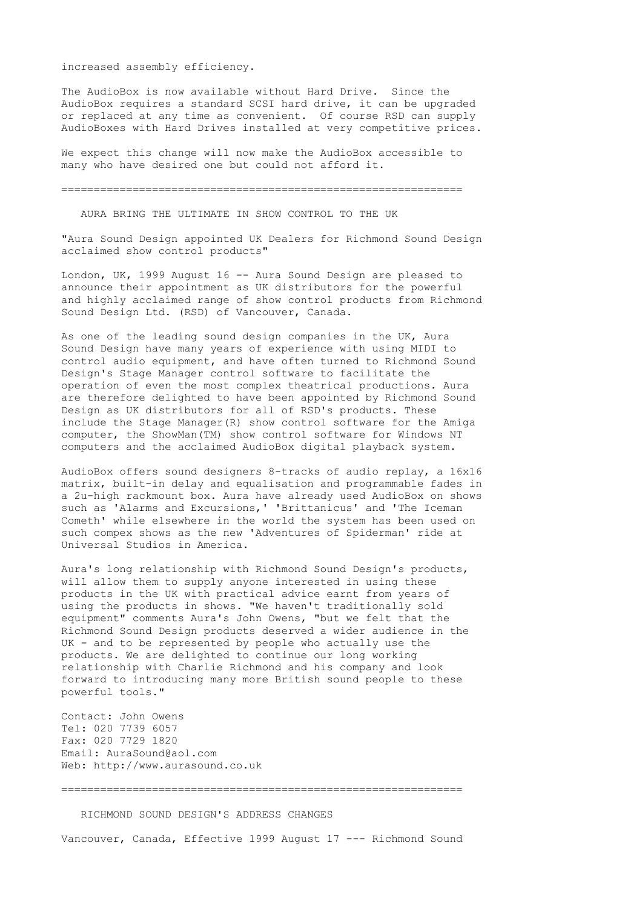increased assembly efficiency.

The AudioBox is now available without Hard Drive. Since the AudioBox requires a standard SCSI hard drive, it can be upgraded or replaced at any time as convenient. Of course RSD can supply AudioBoxes with Hard Drives installed at very competitive prices.

We expect this change will now make the AudioBox accessible to many who have desired one but could not afford it.

---

## AURA BRING THE ULTIMATE IN SHOW CONTROL TO THE UK

"Aura Sound Design appointed UK Dealers for Richmond Sound Design acclaimed show control products"

London, UK, 1999 August 16 -- Aura Sound Design are pleased to announce their appointment as UK distributors for the powerful and highly acclaimed range of show control products from Richmond Sound Design Ltd. (RSD) of Vancouver, Canada.

As one of the leading sound design companies in the UK, Aura Sound Design have many years of experience with using MIDI to control audio equipment, and have often turned to Richmond Sound Design's Stage Manager control software to facilitate the operation of even the most complex theatrical productions. Aura are therefore delighted to have been appointed by Richmond Sound Design as UK distributors for all of RSD's products. These include the Stage Manager(R) show control software for the Amiga computer, the ShowMan(TM) show control software for Windows NT computers and the acclaimed AudioBox digital playback system.

AudioBox offers sound designers 8-tracks of audio replay, a 16x16 matrix, built-in delay and equalisation and programmable fades in a 2u-high rackmount box. Aura have already used AudioBox on shows such as 'Alarms and Excursions,' 'Brittanicus' and 'The Iceman Cometh' while elsewhere in the world the system has been used on such compex shows as the new 'Adventures of Spiderman' ride at Universal Studios in America.

Aura's long relationship with Richmond Sound Design's products, will allow them to supply anyone interested in using these products in the UK with practical advice earnt from years of using the products in shows. "We haven't traditionally sold equipment" comments Aura's John Owens, "but we felt that the Richmond Sound Design products deserved a wider audience in the UK - and to be represented by people who actually use the products. We are delighted to continue our long working relationship with Charlie Richmond and his company and look forward to introducing many more British sound people to these powerful tools."

Contact: John Owens
Tel: 020 7739 6057
Fax: 020 7729 1820
Email: AuraSound@aol.com
Web: http://www.aurasound.co.uk

---

## RICHMOND SOUND DESIGN'S ADDRESS CHANGES

Vancouver, Canada, Effective 1999 August 17 --- Richmond Sound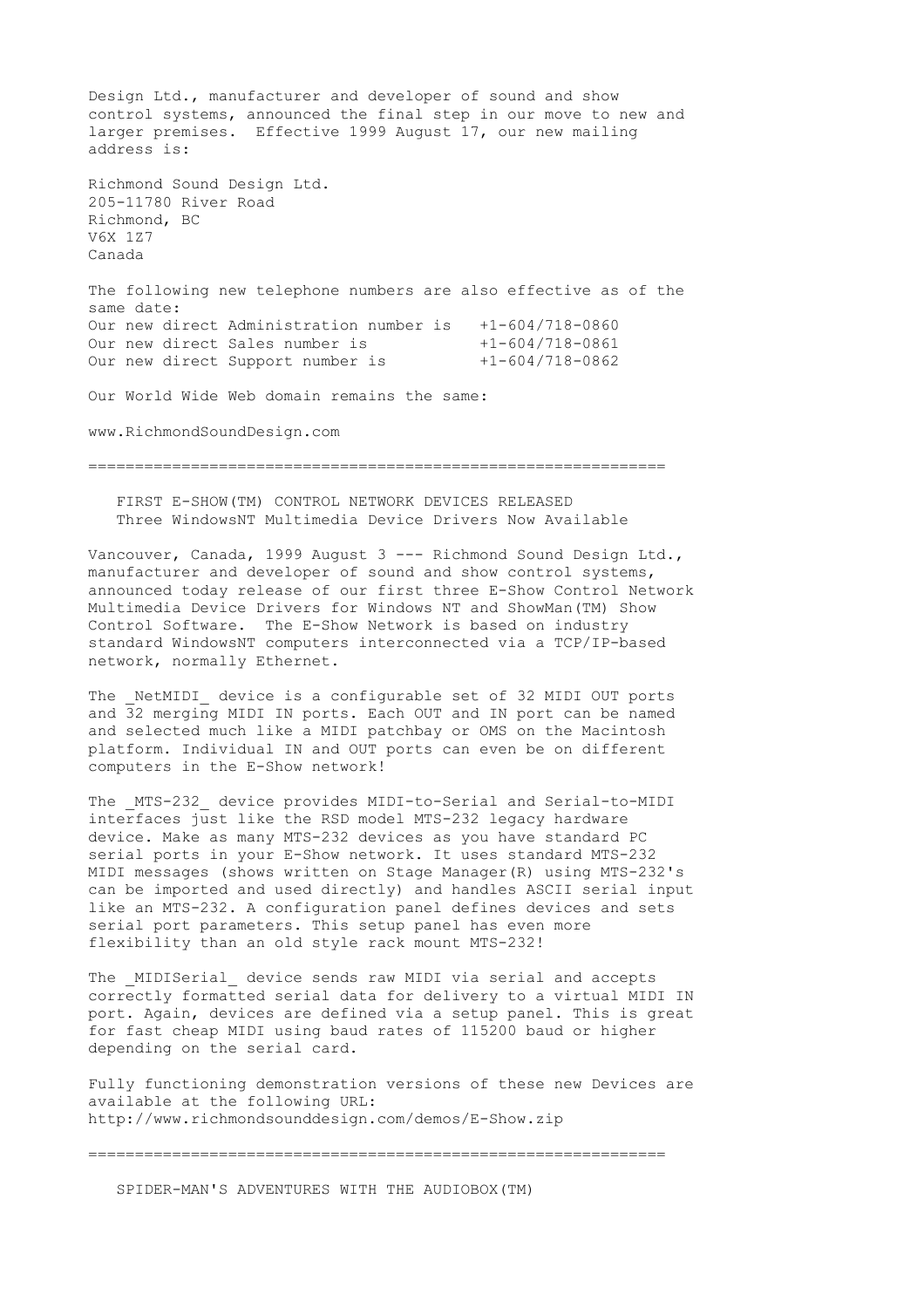Design Ltd., manufacturer and developer of sound and show control systems, announced the final step in our move to new and larger premises. Effective 1999 August 17, our new mailing address is:

Richmond Sound Design Ltd.
205-11780 River Road
Richmond, BC
V6X 1Z7
Canada

The following new telephone numbers are also effective as of the same date:

Our new direct Administration number is +1-604/718-0860
Our new direct Sales number is +1-604/718-0861
Our new direct Support number is +1-604/718-0862

Our World Wide Web domain remains the same:

www.RichmondSoundDesign.com

---

## FIRST E-SHOW(TM) CONTROL NETWORK DEVICES RELEASED
### Three WindowsNT Multimedia Device Drivers Now Available

Vancouver, Canada, 1999 August 3 --- Richmond Sound Design Ltd., manufacturer and developer of sound and show control systems, announced today release of our first three E-Show Control Network Multimedia Device Drivers for Windows NT and ShowMan(TM) Show Control Software. The E-Show Network is based on industry standard WindowsNT computers interconnected via a TCP/IP-based network, normally Ethernet.

The _NetMIDI_ device is a configurable set of 32 MIDI OUT ports and 32 merging MIDI IN ports. Each OUT and IN port can be named and selected much like a MIDI patchbay or OMS on the Macintosh platform. Individual IN and OUT ports can even be on different computers in the E-Show network!

The _MTS-232_ device provides MIDI-to-Serial and Serial-to-MIDI interfaces just like the RSD model MTS-232 legacy hardware device. Make as many MTS-232 devices as you have standard PC serial ports in your E-Show network. It uses standard MTS-232 MIDI messages (shows written on Stage Manager(R) using MTS-232's can be imported and used directly) and handles ASCII serial input like an MTS-232. A configuration panel defines devices and sets serial port parameters. This setup panel has even more flexibility than an old style rack mount MTS-232!

The _MIDISerial_ device sends raw MIDI via serial and accepts correctly formatted serial data for delivery to a virtual MIDI IN port. Again, devices are defined via a setup panel. This is great for fast cheap MIDI using baud rates of 115200 baud or higher depending on the serial card.

Fully functioning demonstration versions of these new Devices are available at the following URL:
http://www.richmondsounddesign.com/demos/E-Show.zip

---

## SPIDER-MAN'S ADVENTURES WITH THE AUDIOBOX(TM)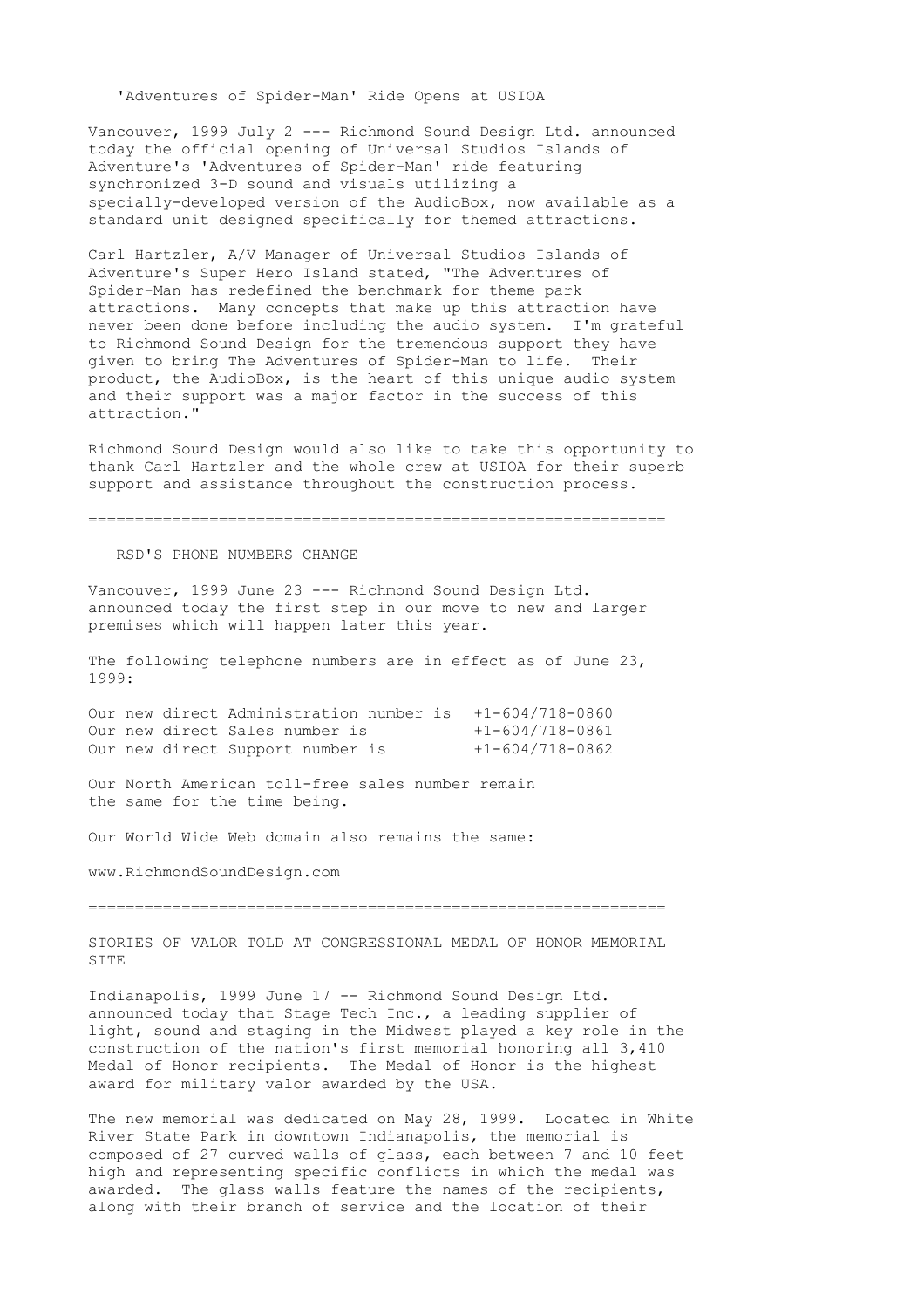## 'Adventures of Spider-Man' Ride Opens at USIOA

Vancouver, 1999 July 2 --- Richmond Sound Design Ltd. announced today the official opening of Universal Studios Islands of Adventure's 'Adventures of Spider-Man' ride featuring synchronized 3-D sound and visuals utilizing a specially-developed version of the AudioBox, now available as a standard unit designed specifically for themed attractions.

Carl Hartzler, A/V Manager of Universal Studios Islands of Adventure's Super Hero Island stated, "The Adventures of Spider-Man has redefined the benchmark for theme park attractions. Many concepts that make up this attraction have never been done before including the audio system. I'm grateful to Richmond Sound Design for the tremendous support they have given to bring The Adventures of Spider-Man to life. Their product, the AudioBox, is the heart of this unique audio system and their support was a major factor in the success of this attraction."

Richmond Sound Design would also like to take this opportunity to thank Carl Hartzler and the whole crew at USIOA for their superb support and assistance throughout the construction process.

==============================================================

## RSD'S PHONE NUMBERS CHANGE

Vancouver, 1999 June 23 --- Richmond Sound Design Ltd. announced today the first step in our move to new and larger premises which will happen later this year.

The following telephone numbers are in effect as of June 23, 1999:

```
Our new direct Administration number is  +1-604/718-0860
Our new direct Sales number is           +1-604/718-0861
Our new direct Support number is         +1-604/718-0862
```

Our North American toll-free sales number remain the same for the time being.

Our World Wide Web domain also remains the same:

www.RichmondSoundDesign.com

==============================================================

## STORIES OF VALOR TOLD AT CONGRESSIONAL MEDAL OF HONOR MEMORIAL SITE

Indianapolis, 1999 June 17 -- Richmond Sound Design Ltd. announced today that Stage Tech Inc., a leading supplier of light, sound and staging in the Midwest played a key role in the construction of the nation's first memorial honoring all 3,410 Medal of Honor recipients. The Medal of Honor is the highest award for military valor awarded by the USA.

The new memorial was dedicated on May 28, 1999. Located in White River State Park in downtown Indianapolis, the memorial is composed of 27 curved walls of glass, each between 7 and 10 feet high and representing specific conflicts in which the medal was awarded. The glass walls feature the names of the recipients, along with their branch of service and the location of their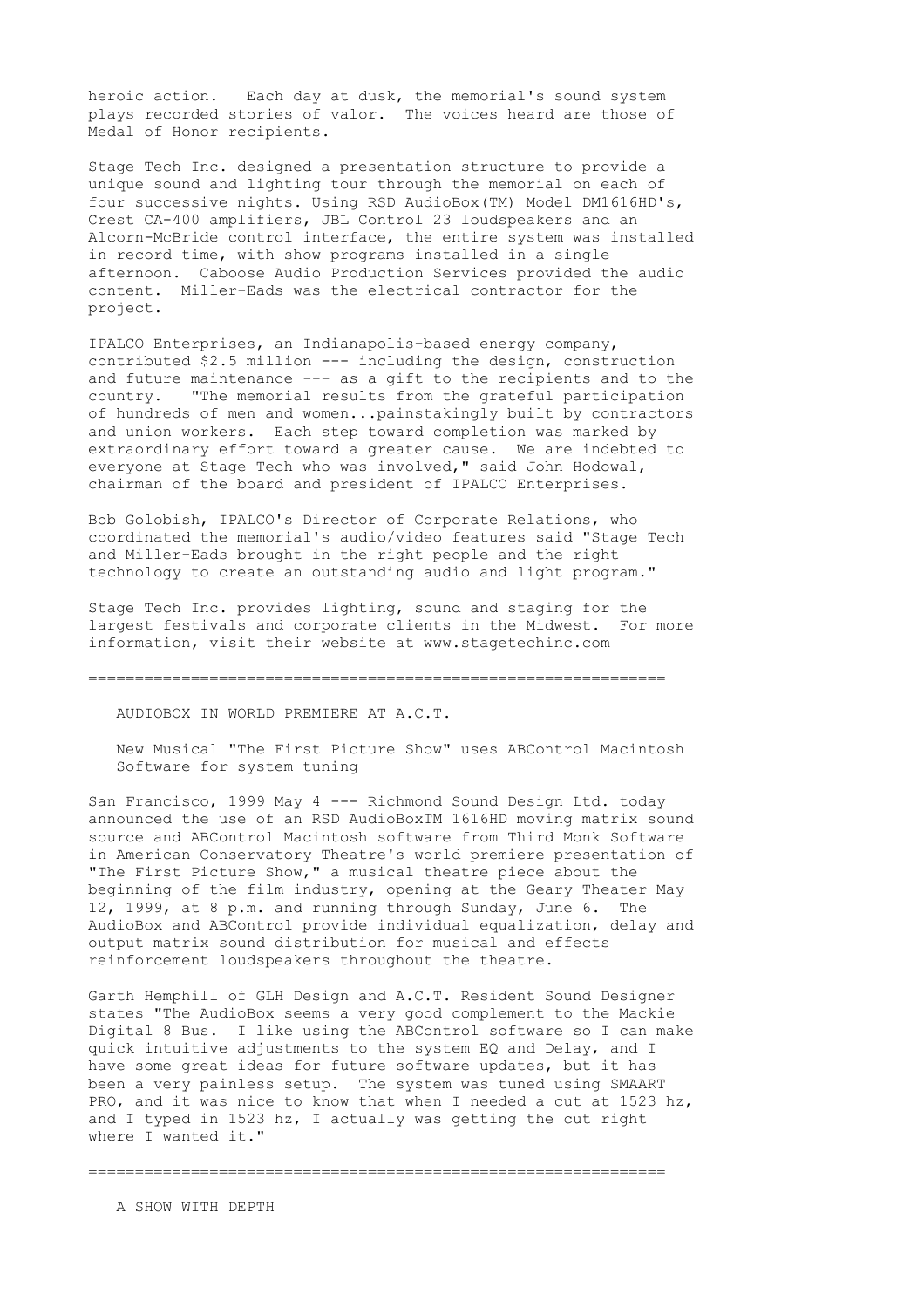heroic action. Each day at dusk, the memorial's sound system plays recorded stories of valor. The voices heard are those of Medal of Honor recipients.

Stage Tech Inc. designed a presentation structure to provide a unique sound and lighting tour through the memorial on each of four successive nights. Using RSD AudioBox(TM) Model DM1616HD's, Crest CA-400 amplifiers, JBL Control 23 loudspeakers and an Alcorn-McBride control interface, the entire system was installed in record time, with show programs installed in a single afternoon. Caboose Audio Production Services provided the audio content. Miller-Eads was the electrical contractor for the project.

IPALCO Enterprises, an Indianapolis-based energy company, contributed $2.5 million --- including the design, construction and future maintenance --- as a gift to the recipients and to the country. "The memorial results from the grateful participation of hundreds of men and women...painstakingly built by contractors and union workers. Each step toward completion was marked by extraordinary effort toward a greater cause. We are indebted to everyone at Stage Tech who was involved," said John Hodowal, chairman of the board and president of IPALCO Enterprises.

Bob Golobish, IPALCO's Director of Corporate Relations, who coordinated the memorial's audio/video features said "Stage Tech and Miller-Eads brought in the right people and the right technology to create an outstanding audio and light program."

Stage Tech Inc. provides lighting, sound and staging for the largest festivals and corporate clients in the Midwest. For more information, visit their website at www.stagetechinc.com

==============================================================

## AUDIOBOX IN WORLD PREMIERE AT A.C.T.

### New Musical "The First Picture Show" uses ABControl Macintosh Software for system tuning

San Francisco, 1999 May 4 --- Richmond Sound Design Ltd. today announced the use of an RSD AudioBoxTM 1616HD moving matrix sound source and ABControl Macintosh software from Third Monk Software in American Conservatory Theatre's world premiere presentation of "The First Picture Show," a musical theatre piece about the beginning of the film industry, opening at the Geary Theater May 12, 1999, at 8 p.m. and running through Sunday, June 6. The AudioBox and ABControl provide individual equalization, delay and output matrix sound distribution for musical and effects reinforcement loudspeakers throughout the theatre.

Garth Hemphill of GLH Design and A.C.T. Resident Sound Designer states "The AudioBox seems a very good complement to the Mackie Digital 8 Bus. I like using the ABControl software so I can make quick intuitive adjustments to the system EQ and Delay, and I have some great ideas for future software updates, but it has been a very painless setup. The system was tuned using SMAART PRO, and it was nice to know that when I needed a cut at 1523 hz, and I typed in 1523 hz, I actually was getting the cut right where I wanted it."

==============================================================

## A SHOW WITH DEPTH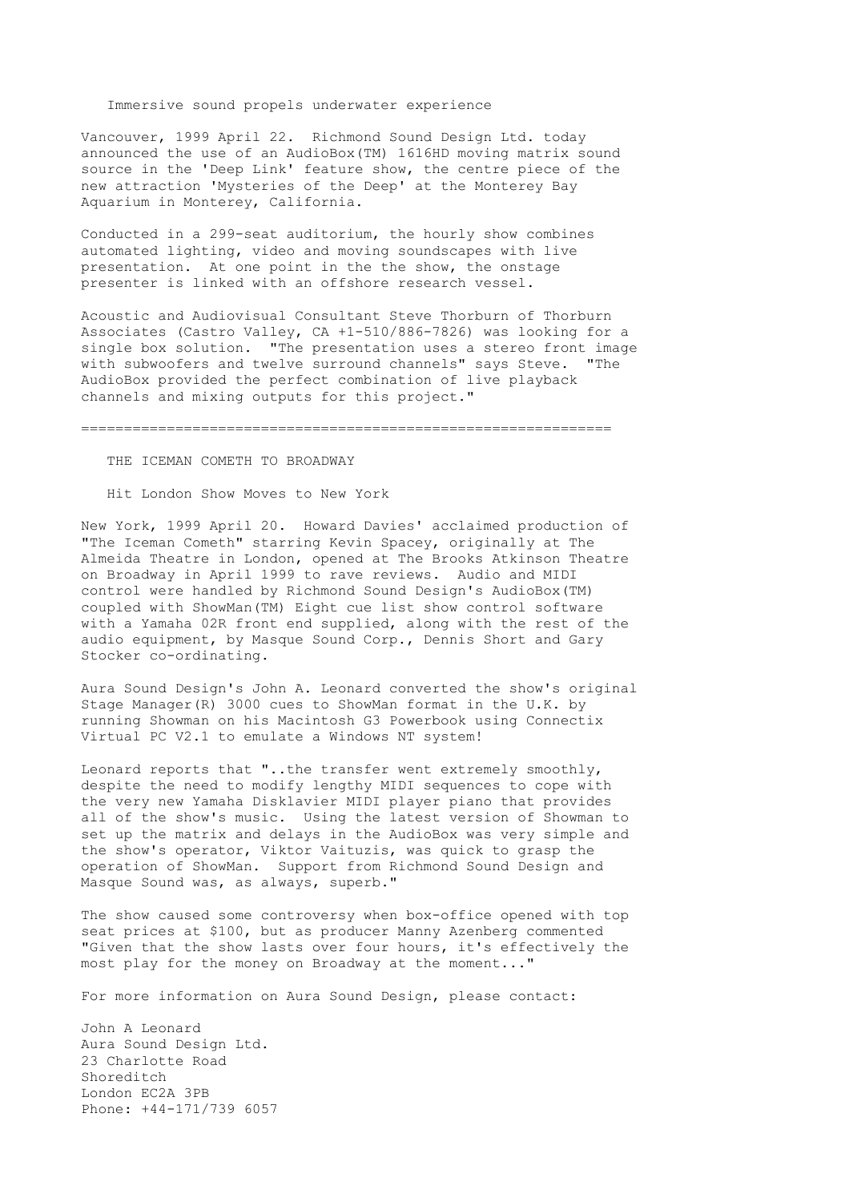## Immersive sound propels underwater experience

Vancouver, 1999 April 22. Richmond Sound Design Ltd. today announced the use of an AudioBox(TM) 1616HD moving matrix sound source in the 'Deep Link' feature show, the centre piece of the new attraction 'Mysteries of the Deep' at the Monterey Bay Aquarium in Monterey, California.

Conducted in a 299-seat auditorium, the hourly show combines automated lighting, video and moving soundscapes with live presentation. At one point in the the show, the onstage presenter is linked with an offshore research vessel.

Acoustic and Audiovisual Consultant Steve Thorburn of Thorburn Associates (Castro Valley, CA +1-510/886-7826) was looking for a single box solution. "The presentation uses a stereo front image with subwoofers and twelve surround channels" says Steve. "The AudioBox provided the perfect combination of live playback channels and mixing outputs for this project."

==============================================================

## THE ICEMAN COMETH TO BROADWAY

### Hit London Show Moves to New York

New York, 1999 April 20. Howard Davies' acclaimed production of "The Iceman Cometh" starring Kevin Spacey, originally at The Almeida Theatre in London, opened at The Brooks Atkinson Theatre on Broadway in April 1999 to rave reviews. Audio and MIDI control were handled by Richmond Sound Design's AudioBox(TM) coupled with ShowMan(TM) Eight cue list show control software with a Yamaha 02R front end supplied, along with the rest of the audio equipment, by Masque Sound Corp., Dennis Short and Gary Stocker co-ordinating.

Aura Sound Design's John A. Leonard converted the show's original Stage Manager(R) 3000 cues to ShowMan format in the U.K. by running Showman on his Macintosh G3 Powerbook using Connectix Virtual PC V2.1 to emulate a Windows NT system!

Leonard reports that "..the transfer went extremely smoothly, despite the need to modify lengthy MIDI sequences to cope with the very new Yamaha Disklavier MIDI player piano that provides all of the show's music. Using the latest version of Showman to set up the matrix and delays in the AudioBox was very simple and the show's operator, Viktor Vaituzis, was quick to grasp the operation of ShowMan. Support from Richmond Sound Design and Masque Sound was, as always, superb."

The show caused some controversy when box-office opened with top seat prices at $100, but as producer Manny Azenberg commented "Given that the show lasts over four hours, it's effectively the most play for the money on Broadway at the moment..."

For more information on Aura Sound Design, please contact:

John A Leonard
Aura Sound Design Ltd.
23 Charlotte Road
Shoreditch
London EC2A 3PB
Phone: +44-171/739 6057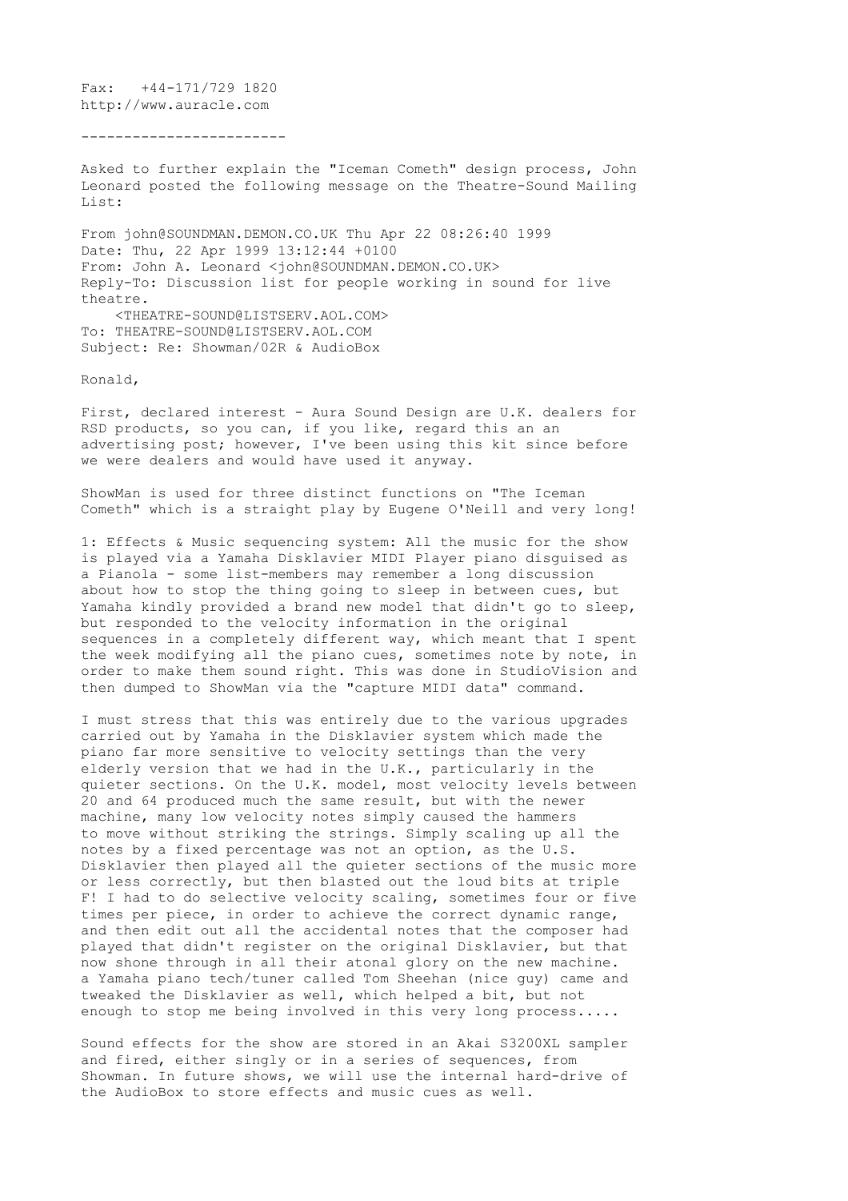Fax: +44-171/729 1820
http://www.auracle.com

------------------------

Asked to further explain the "Iceman Cometh" design process, John Leonard posted the following message on the Theatre-Sound Mailing List:

From john@SOUNDMAN.DEMON.CO.UK Thu Apr 22 08:26:40 1999
Date: Thu, 22 Apr 1999 13:12:44 +0100
From: John A. Leonard <john@SOUNDMAN.DEMON.CO.UK>
Reply-To: Discussion list for people working in sound for live theatre.
<THEATRE-SOUND@LISTSERV.AOL.COM>
To: THEATRE-SOUND@LISTSERV.AOL.COM
Subject: Re: Showman/02R & AudioBox

Ronald,

First, declared interest - Aura Sound Design are U.K. dealers for RSD products, so you can, if you like, regard this an an advertising post; however, I've been using this kit since before we were dealers and would have used it anyway.

ShowMan is used for three distinct functions on "The Iceman Cometh" which is a straight play by Eugene O'Neill and very long!

1: Effects & Music sequencing system: All the music for the show is played via a Yamaha Disklavier MIDI Player piano disguised as a Pianola - some list-members may remember a long discussion about how to stop the thing going to sleep in between cues, but Yamaha kindly provided a brand new model that didn't go to sleep, but responded to the velocity information in the original sequences in a completely different way, which meant that I spent the week modifying all the piano cues, sometimes note by note, in order to make them sound right. This was done in StudioVision and then dumped to ShowMan via the "capture MIDI data" command.

I must stress that this was entirely due to the various upgrades carried out by Yamaha in the Disklavier system which made the piano far more sensitive to velocity settings than the very elderly version that we had in the U.K., particularly in the quieter sections. On the U.K. model, most velocity levels between 20 and 64 produced much the same result, but with the newer machine, many low velocity notes simply caused the hammers to move without striking the strings. Simply scaling up all the notes by a fixed percentage was not an option, as the U.S. Disklavier then played all the quieter sections of the music more or less correctly, but then blasted out the loud bits at triple F! I had to do selective velocity scaling, sometimes four or five times per piece, in order to achieve the correct dynamic range, and then edit out all the accidental notes that the composer had played that didn't register on the original Disklavier, but that now shone through in all their atonal glory on the new machine. a Yamaha piano tech/tuner called Tom Sheehan (nice guy) came and tweaked the Disklavier as well, which helped a bit, but not enough to stop me being involved in this very long process.....

Sound effects for the show are stored in an Akai S3200XL sampler and fired, either singly or in a series of sequences, from Showman. In future shows, we will use the internal hard-drive of the AudioBox to store effects and music cues as well.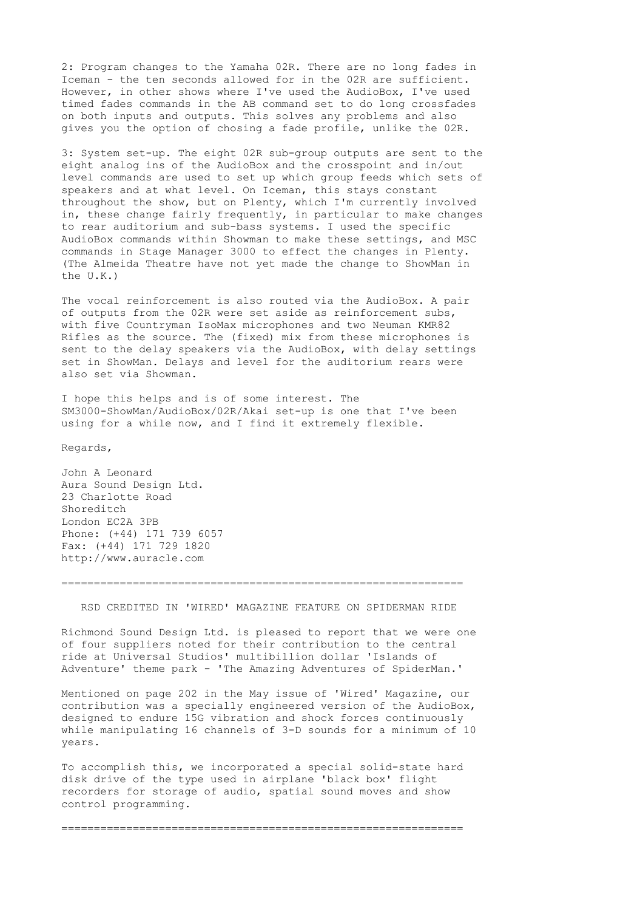2: Program changes to the Yamaha 02R. There are no long fades in Iceman - the ten seconds allowed for in the 02R are sufficient. However, in other shows where I've used the AudioBox, I've used timed fades commands in the AB command set to do long crossfades on both inputs and outputs. This solves any problems and also gives you the option of chosing a fade profile, unlike the 02R.

3: System set-up. The eight 02R sub-group outputs are sent to the eight analog ins of the AudioBox and the crosspoint and in/out level commands are used to set up which group feeds which sets of speakers and at what level. On Iceman, this stays constant throughout the show, but on Plenty, which I'm currently involved in, these change fairly frequently, in particular to make changes to rear auditorium and sub-bass systems. I used the specific AudioBox commands within Showman to make these settings, and MSC commands in Stage Manager 3000 to effect the changes in Plenty. (The Almeida Theatre have not yet made the change to ShowMan in the U.K.)

The vocal reinforcement is also routed via the AudioBox. A pair of outputs from the 02R were set aside as reinforcement subs, with five Countryman IsoMax microphones and two Neuman KMR82 Rifles as the source. The (fixed) mix from these microphones is sent to the delay speakers via the AudioBox, with delay settings set in ShowMan. Delays and level for the auditorium rears were also set via Showman.

I hope this helps and is of some interest. The SM3000-ShowMan/AudioBox/02R/Akai set-up is one that I've been using for a while now, and I find it extremely flexible.

Regards,

John A Leonard
Aura Sound Design Ltd.
23 Charlotte Road
Shoreditch
London EC2A 3PB
Phone: (+44) 171 739 6057
Fax: (+44) 171 729 1820
http://www.auracle.com

================================================================

## RSD CREDITED IN 'WIRED' MAGAZINE FEATURE ON SPIDERMAN RIDE

Richmond Sound Design Ltd. is pleased to report that we were one of four suppliers noted for their contribution to the central ride at Universal Studios' multibillion dollar 'Islands of Adventure' theme park - 'The Amazing Adventures of SpiderMan.'

Mentioned on page 202 in the May issue of 'Wired' Magazine, our contribution was a specially engineered version of the AudioBox, designed to endure 15G vibration and shock forces continuously while manipulating 16 channels of 3-D sounds for a minimum of 10 years.

To accomplish this, we incorporated a special solid-state hard disk drive of the type used in airplane 'black box' flight recorders for storage of audio, spatial sound moves and show control programming.

================================================================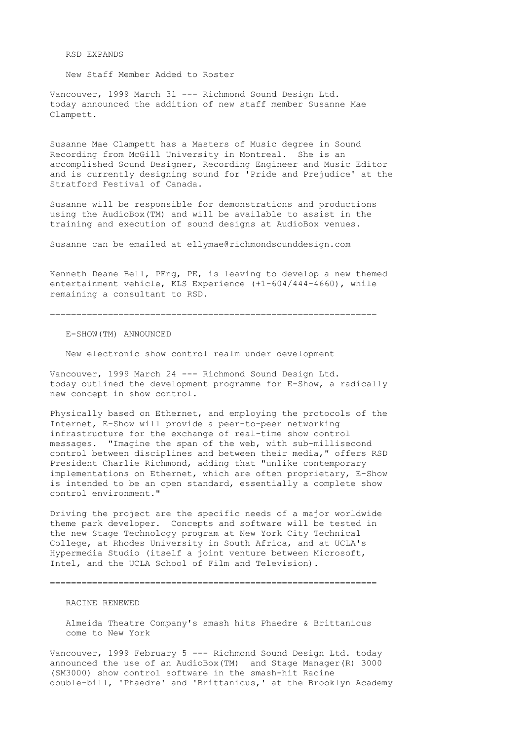## RSD EXPANDS

### New Staff Member Added to Roster

Vancouver, 1999 March 31 --- Richmond Sound Design Ltd. today announced the addition of new staff member Susanne Mae Clampett.

Susanne Mae Clampett has a Masters of Music degree in Sound Recording from McGill University in Montreal. She is an accomplished Sound Designer, Recording Engineer and Music Editor and is currently designing sound for 'Pride and Prejudice' at the Stratford Festival of Canada.

Susanne will be responsible for demonstrations and productions using the AudioBox(TM) and will be available to assist in the training and execution of sound designs at AudioBox venues.

Susanne can be emailed at ellymae@richmondsounddesign.com

Kenneth Deane Bell, PEng, PE, is leaving to develop a new themed entertainment vehicle, KLS Experience (+1-604/444-4660), while remaining a consultant to RSD.

---

## E-SHOW(TM) ANNOUNCED

### New electronic show control realm under development

Vancouver, 1999 March 24 --- Richmond Sound Design Ltd. today outlined the development programme for E-Show, a radically new concept in show control.

Physically based on Ethernet, and employing the protocols of the Internet, E-Show will provide a peer-to-peer networking infrastructure for the exchange of real-time show control messages. "Imagine the span of the web, with sub-millisecond control between disciplines and between their media," offers RSD President Charlie Richmond, adding that "unlike contemporary implementations on Ethernet, which are often proprietary, E-Show is intended to be an open standard, essentially a complete show control environment."

Driving the project are the specific needs of a major worldwide theme park developer. Concepts and software will be tested in the new Stage Technology program at New York City Technical College, at Rhodes University in South Africa, and at UCLA's Hypermedia Studio (itself a joint venture between Microsoft, Intel, and the UCLA School of Film and Television).

---

## RACINE RENEWED

### Almeida Theatre Company's smash hits Phaedre & Brittanicus come to New York

Vancouver, 1999 February 5 --- Richmond Sound Design Ltd. today announced the use of an AudioBox(TM) and Stage Manager(R) 3000 (SM3000) show control software in the smash-hit Racine double-bill, 'Phaedre' and 'Brittanicus,' at the Brooklyn Academy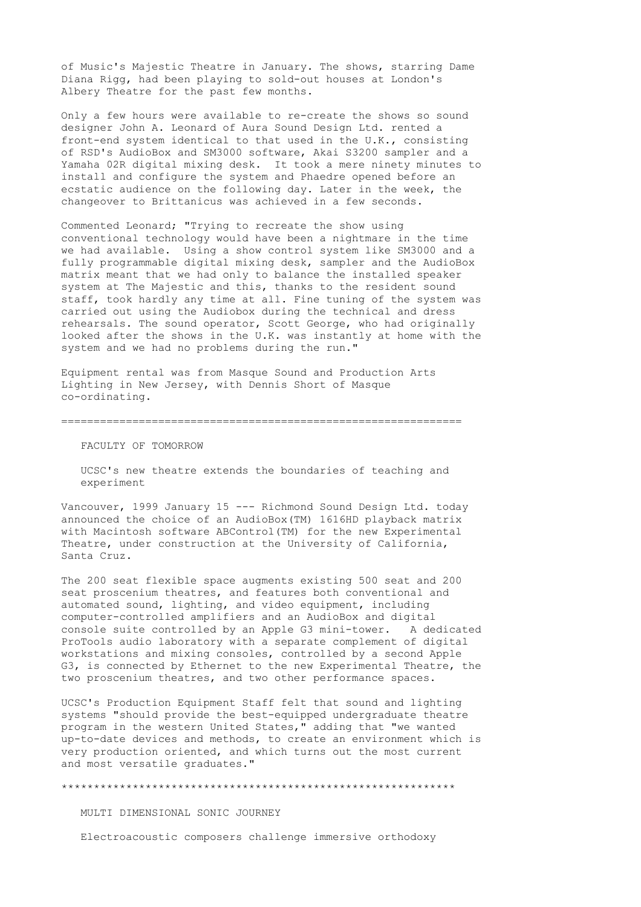of Music's Majestic Theatre in January. The shows, starring Dame Diana Rigg, had been playing to sold-out houses at London's Albery Theatre for the past few months.

Only a few hours were available to re-create the shows so sound designer John A. Leonard of Aura Sound Design Ltd. rented a front-end system identical to that used in the U.K., consisting of RSD's AudioBox and SM3000 software, Akai S3200 sampler and a Yamaha 02R digital mixing desk. It took a mere ninety minutes to install and configure the system and Phaedre opened before an ecstatic audience on the following day. Later in the week, the changeover to Brittanicus was achieved in a few seconds.

Commented Leonard; "Trying to recreate the show using conventional technology would have been a nightmare in the time we had available. Using a show control system like SM3000 and a fully programmable digital mixing desk, sampler and the AudioBox matrix meant that we had only to balance the installed speaker system at The Majestic and this, thanks to the resident sound staff, took hardly any time at all. Fine tuning of the system was carried out using the Audiobox during the technical and dress rehearsals. The sound operator, Scott George, who had originally looked after the shows in the U.K. was instantly at home with the system and we had no problems during the run."

Equipment rental was from Masque Sound and Production Arts Lighting in New Jersey, with Dennis Short of Masque co-ordinating.

=============================================================

## FACULTY OF TOMORROW

### UCSC's new theatre extends the boundaries of teaching and experiment

Vancouver, 1999 January 15 --- Richmond Sound Design Ltd. today announced the choice of an AudioBox(TM) 1616HD playback matrix with Macintosh software ABControl(TM) for the new Experimental Theatre, under construction at the University of California, Santa Cruz.

The 200 seat flexible space augments existing 500 seat and 200 seat proscenium theatres, and features both conventional and automated sound, lighting, and video equipment, including computer-controlled amplifiers and an AudioBox and digital console suite controlled by an Apple G3 mini-tower. A dedicated ProTools audio laboratory with a separate complement of digital workstations and mixing consoles, controlled by a second Apple G3, is connected by Ethernet to the new Experimental Theatre, the two proscenium theatres, and two other performance spaces.

UCSC's Production Equipment Staff felt that sound and lighting systems "should provide the best-equipped undergraduate theatre program in the western United States," adding that "we wanted up-to-date devices and methods, to create an environment which is very production oriented, and which turns out the most current and most versatile graduates."

*************************************************************

## MULTI DIMENSIONAL SONIC JOURNEY

### Electroacoustic composers challenge immersive orthodoxy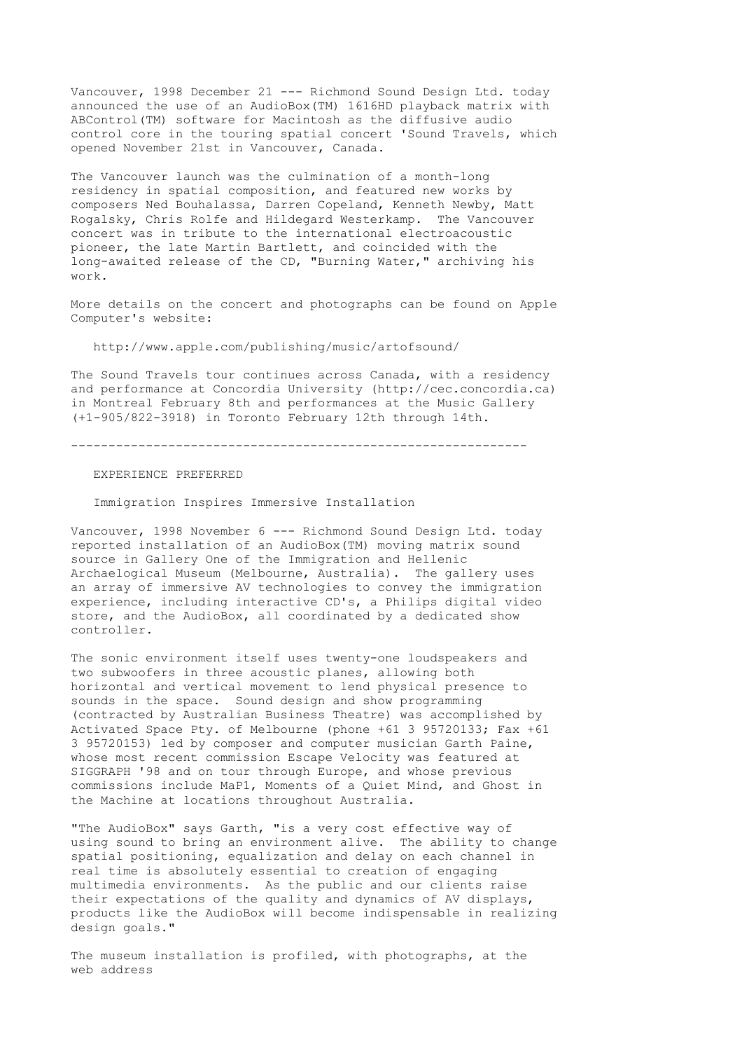Vancouver, 1998 December 21 --- Richmond Sound Design Ltd. today announced the use of an AudioBox(TM) 1616HD playback matrix with ABControl(TM) software for Macintosh as the diffusive audio control core in the touring spatial concert 'Sound Travels, which opened November 21st in Vancouver, Canada.

The Vancouver launch was the culmination of a month-long residency in spatial composition, and featured new works by composers Ned Bouhalassa, Darren Copeland, Kenneth Newby, Matt Rogalsky, Chris Rolfe and Hildegard Westerkamp. The Vancouver concert was in tribute to the international electroacoustic pioneer, the late Martin Bartlett, and coincided with the long-awaited release of the CD, "Burning Water," archiving his work.

More details on the concert and photographs can be found on Apple Computer's website:

http://www.apple.com/publishing/music/artofsound/

The Sound Travels tour continues across Canada, with a residency and performance at Concordia University (http://cec.concordia.ca) in Montreal February 8th and performances at the Music Gallery (+1-905/822-3918) in Toronto February 12th through 14th.

---

EXPERIENCE PREFERRED

Immigration Inspires Immersive Installation

Vancouver, 1998 November 6 --- Richmond Sound Design Ltd. today reported installation of an AudioBox(TM) moving matrix sound source in Gallery One of the Immigration and Hellenic Archaelogical Museum (Melbourne, Australia). The gallery uses an array of immersive AV technologies to convey the immigration experience, including interactive CD's, a Philips digital video store, and the AudioBox, all coordinated by a dedicated show controller.

The sonic environment itself uses twenty-one loudspeakers and two subwoofers in three acoustic planes, allowing both horizontal and vertical movement to lend physical presence to sounds in the space. Sound design and show programming (contracted by Australian Business Theatre) was accomplished by Activated Space Pty. of Melbourne (phone +61 3 95720133; Fax +61 3 95720153) led by composer and computer musician Garth Paine, whose most recent commission Escape Velocity was featured at SIGGRAPH '98 and on tour through Europe, and whose previous commissions include MaP1, Moments of a Quiet Mind, and Ghost in the Machine at locations throughout Australia.

"The AudioBox" says Garth, "is a very cost effective way of using sound to bring an environment alive. The ability to change spatial positioning, equalization and delay on each channel in real time is absolutely essential to creation of engaging multimedia environments. As the public and our clients raise their expectations of the quality and dynamics of AV displays, products like the AudioBox will become indispensable in realizing design goals."

The museum installation is profiled, with photographs, at the web address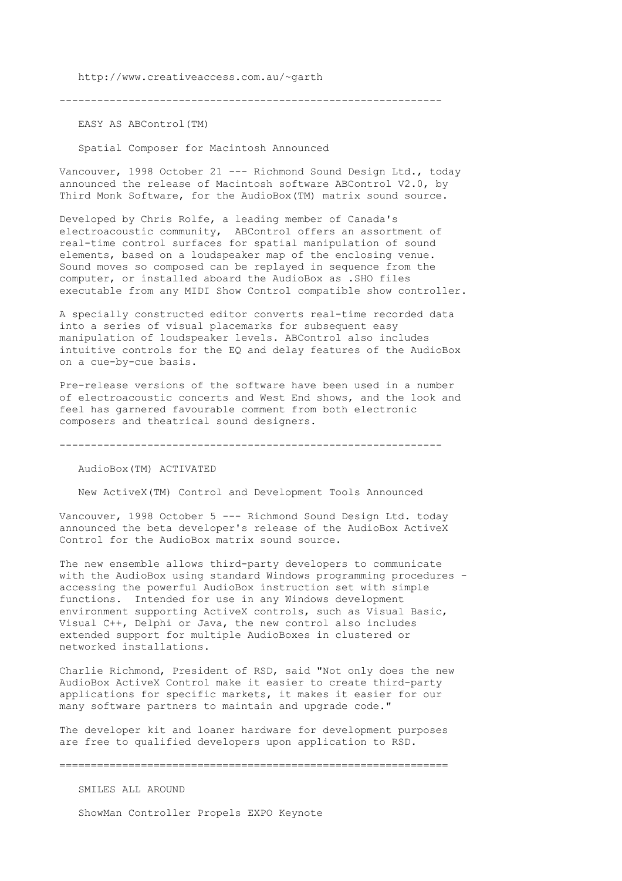http://www.creativeaccess.com.au/~garth

---

## EASY AS ABControl(TM)

### Spatial Composer for Macintosh Announced

Vancouver, 1998 October 21 --- Richmond Sound Design Ltd., today announced the release of Macintosh software ABControl V2.0, by Third Monk Software, for the AudioBox(TM) matrix sound source.

Developed by Chris Rolfe, a leading member of Canada's electroacoustic community, ABControl offers an assortment of real-time control surfaces for spatial manipulation of sound elements, based on a loudspeaker map of the enclosing venue. Sound moves so composed can be replayed in sequence from the computer, or installed aboard the AudioBox as .SHO files executable from any MIDI Show Control compatible show controller.

A specially constructed editor converts real-time recorded data into a series of visual placemarks for subsequent easy manipulation of loudspeaker levels. ABControl also includes intuitive controls for the EQ and delay features of the AudioBox on a cue-by-cue basis.

Pre-release versions of the software have been used in a number of electroacoustic concerts and West End shows, and the look and feel has garnered favourable comment from both electronic composers and theatrical sound designers.

---

## AudioBox(TM) ACTIVATED

### New ActiveX(TM) Control and Development Tools Announced

Vancouver, 1998 October 5 --- Richmond Sound Design Ltd. today announced the beta developer's release of the AudioBox ActiveX Control for the AudioBox matrix sound source.

The new ensemble allows third-party developers to communicate with the AudioBox using standard Windows programming procedures - accessing the powerful AudioBox instruction set with simple functions. Intended for use in any Windows development environment supporting ActiveX controls, such as Visual Basic, Visual C++, Delphi or Java, the new control also includes extended support for multiple AudioBoxes in clustered or networked installations.

Charlie Richmond, President of RSD, said "Not only does the new AudioBox ActiveX Control make it easier to create third-party applications for specific markets, it makes it easier for our many software partners to maintain and upgrade code."

The developer kit and loaner hardware for development purposes are free to qualified developers upon application to RSD.

===============================================================

## SMILES ALL AROUND

### ShowMan Controller Propels EXPO Keynote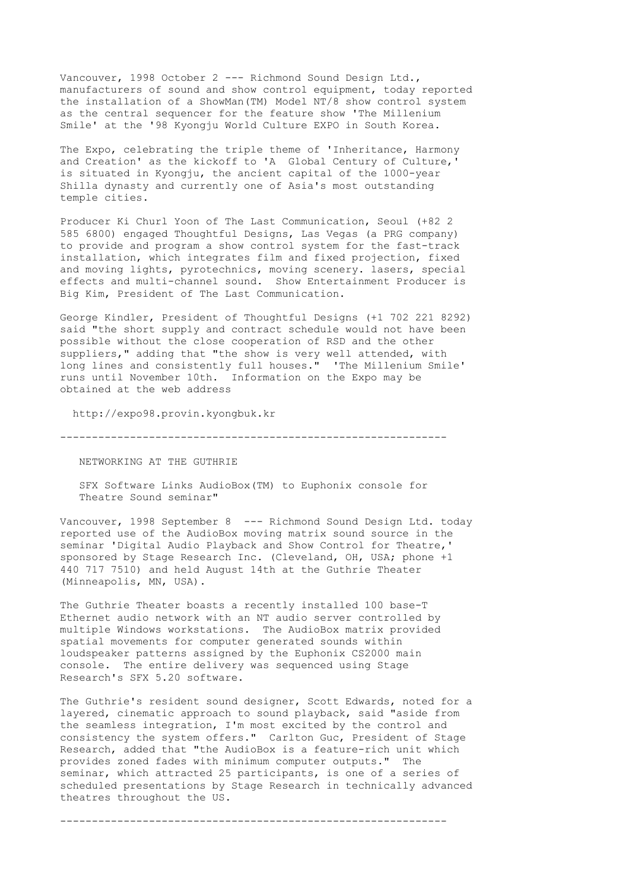Vancouver, 1998 October 2 --- Richmond Sound Design Ltd., manufacturers of sound and show control equipment, today reported the installation of a ShowMan(TM) Model NT/8 show control system as the central sequencer for the feature show 'The Millenium Smile' at the '98 Kyongju World Culture EXPO in South Korea.

The Expo, celebrating the triple theme of 'Inheritance, Harmony and Creation' as the kickoff to 'A  Global Century of Culture,' is situated in Kyongju, the ancient capital of the 1000-year Shilla dynasty and currently one of Asia's most outstanding temple cities.

Producer Ki Churl Yoon of The Last Communication, Seoul (+82 2 585 6800) engaged Thoughtful Designs, Las Vegas (a PRG company) to provide and program a show control system for the fast-track installation, which integrates film and fixed projection, fixed and moving lights, pyrotechnics, moving scenery. lasers, special effects and multi-channel sound.  Show Entertainment Producer is Big Kim, President of The Last Communication.

George Kindler, President of Thoughtful Designs (+1 702 221 8292) said "the short supply and contract schedule would not have been possible without the close cooperation of RSD and the other suppliers," adding that "the show is very well attended, with long lines and consistently full houses."  'The Millenium Smile' runs until November 10th.  Information on the Expo may be obtained at the web address

http://expo98.provin.kyongbuk.kr

---

NETWORKING AT THE GUTHRIE

SFX Software Links AudioBox(TM) to Euphonix console for Theatre Sound seminar"

Vancouver, 1998 September 8  --- Richmond Sound Design Ltd. today reported use of the AudioBox moving matrix sound source in the seminar 'Digital Audio Playback and Show Control for Theatre,' sponsored by Stage Research Inc. (Cleveland, OH, USA; phone +1 440 717 7510) and held August 14th at the Guthrie Theater (Minneapolis, MN, USA).

The Guthrie Theater boasts a recently installed 100 base-T Ethernet audio network with an NT audio server controlled by multiple Windows workstations.  The AudioBox matrix provided spatial movements for computer generated sounds within loudspeaker patterns assigned by the Euphonix CS2000 main console.  The entire delivery was sequenced using Stage Research's SFX 5.20 software.

The Guthrie's resident sound designer, Scott Edwards, noted for a layered, cinematic approach to sound playback, said "aside from the seamless integration, I'm most excited by the control and consistency the system offers."  Carlton Guc, President of Stage Research, added that "the AudioBox is a feature-rich unit which provides zoned fades with minimum computer outputs."  The seminar, which attracted 25 participants, is one of a series of scheduled presentations by Stage Research in technically advanced theatres throughout the US.

---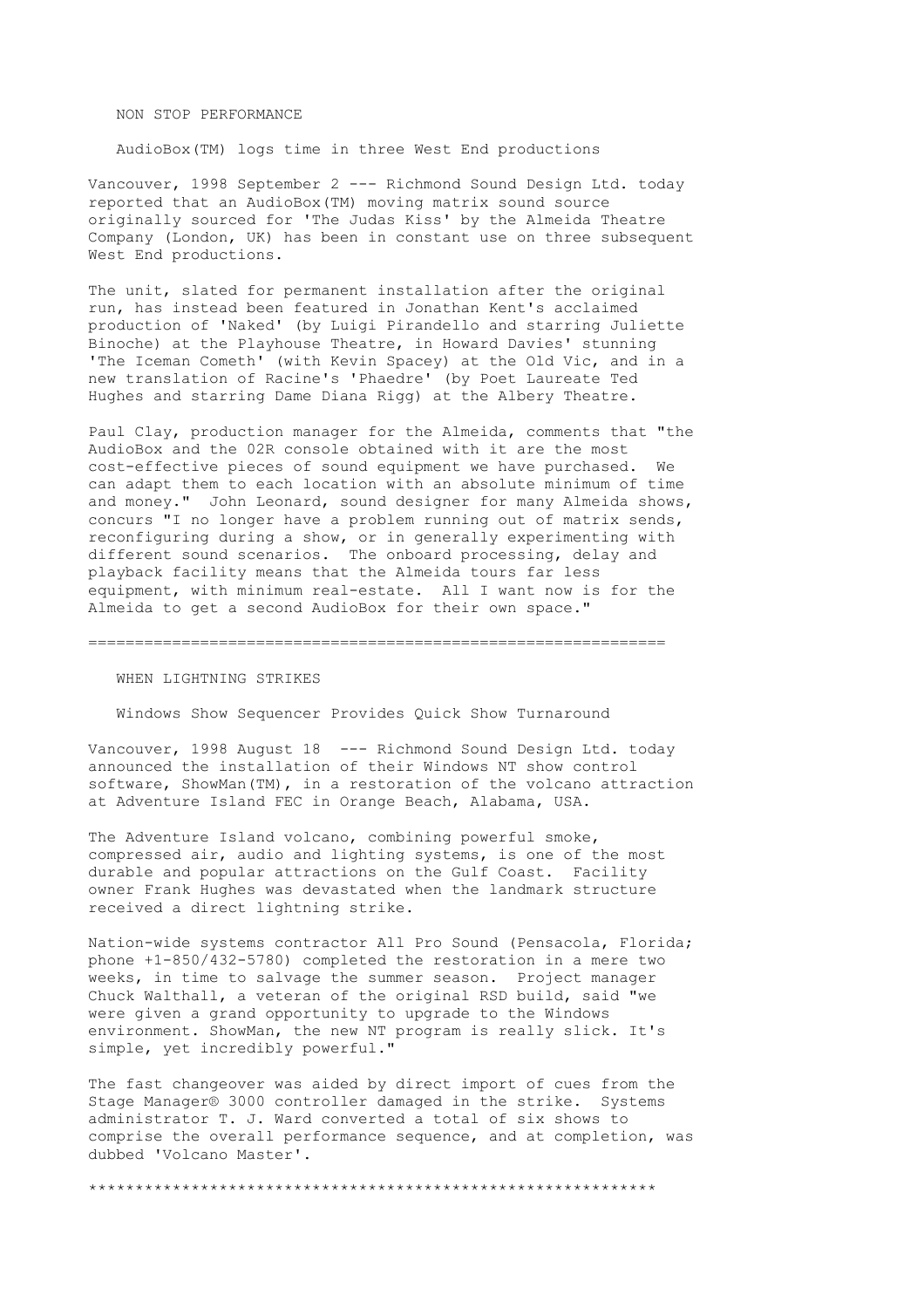## NON STOP PERFORMANCE

### AudioBox(TM) logs time in three West End productions

Vancouver, 1998 September 2 --- Richmond Sound Design Ltd. today reported that an AudioBox(TM) moving matrix sound source originally sourced for 'The Judas Kiss' by the Almeida Theatre Company (London, UK) has been in constant use on three subsequent West End productions.

The unit, slated for permanent installation after the original run, has instead been featured in Jonathan Kent's acclaimed production of 'Naked' (by Luigi Pirandello and starring Juliette Binoche) at the Playhouse Theatre, in Howard Davies' stunning 'The Iceman Cometh' (with Kevin Spacey) at the Old Vic, and in a new translation of Racine's 'Phaedre' (by Poet Laureate Ted Hughes and starring Dame Diana Rigg) at the Albery Theatre.

Paul Clay, production manager for the Almeida, comments that "the AudioBox and the 02R console obtained with it are the most cost-effective pieces of sound equipment we have purchased. We can adapt them to each location with an absolute minimum of time and money." John Leonard, sound designer for many Almeida shows, concurs "I no longer have a problem running out of matrix sends, reconfiguring during a show, or in generally experimenting with different sound scenarios. The onboard processing, delay and playback facility means that the Almeida tours far less equipment, with minimum real-estate. All I want now is for the Almeida to get a second AudioBox for their own space."

================================================================

## WHEN LIGHTNING STRIKES

### Windows Show Sequencer Provides Quick Show Turnaround

Vancouver, 1998 August 18 --- Richmond Sound Design Ltd. today announced the installation of their Windows NT show control software, ShowMan(TM), in a restoration of the volcano attraction at Adventure Island FEC in Orange Beach, Alabama, USA.

The Adventure Island volcano, combining powerful smoke, compressed air, audio and lighting systems, is one of the most durable and popular attractions on the Gulf Coast. Facility owner Frank Hughes was devastated when the landmark structure received a direct lightning strike.

Nation-wide systems contractor All Pro Sound (Pensacola, Florida; phone +1-850/432-5780) completed the restoration in a mere two weeks, in time to salvage the summer season. Project manager Chuck Walthall, a veteran of the original RSD build, said "we were given a grand opportunity to upgrade to the Windows environment. ShowMan, the new NT program is really slick. It's simple, yet incredibly powerful."

The fast changeover was aided by direct import of cues from the Stage Manager® 3000 controller damaged in the strike. Systems administrator T. J. Ward converted a total of six shows to comprise the overall performance sequence, and at completion, was dubbed 'Volcano Master'.

**************************************************************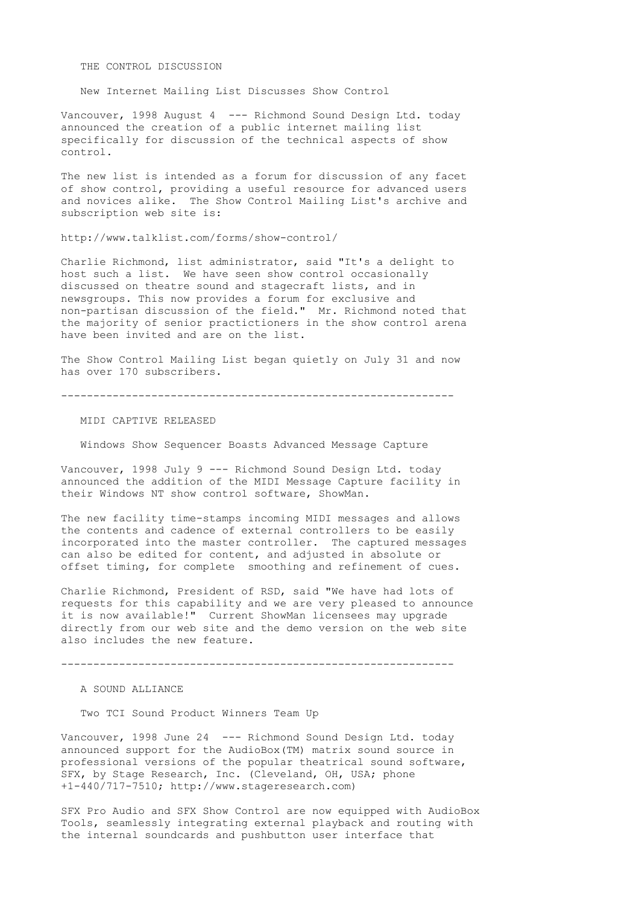## THE CONTROL DISCUSSION

### New Internet Mailing List Discusses Show Control

Vancouver, 1998 August 4 --- Richmond Sound Design Ltd. today announced the creation of a public internet mailing list specifically for discussion of the technical aspects of show control.

The new list is intended as a forum for discussion of any facet of show control, providing a useful resource for advanced users and novices alike. The Show Control Mailing List's archive and subscription web site is:

http://www.talklist.com/forms/show-control/

Charlie Richmond, list administrator, said "It's a delight to host such a list. We have seen show control occasionally discussed on theatre sound and stagecraft lists, and in newsgroups. This now provides a forum for exclusive and non-partisan discussion of the field." Mr. Richmond noted that the majority of senior practictioners in the show control arena have been invited and are on the list.

The Show Control Mailing List began quietly on July 31 and now has over 170 subscribers.

---

## MIDI CAPTIVE RELEASED

### Windows Show Sequencer Boasts Advanced Message Capture

Vancouver, 1998 July 9 --- Richmond Sound Design Ltd. today announced the addition of the MIDI Message Capture facility in their Windows NT show control software, ShowMan.

The new facility time-stamps incoming MIDI messages and allows the contents and cadence of external controllers to be easily incorporated into the master controller. The captured messages can also be edited for content, and adjusted in absolute or offset timing, for complete smoothing and refinement of cues.

Charlie Richmond, President of RSD, said "We have had lots of requests for this capability and we are very pleased to announce it is now available!" Current ShowMan licensees may upgrade directly from our web site and the demo version on the web site also includes the new feature.

---

## A SOUND ALLIANCE

### Two TCI Sound Product Winners Team Up

Vancouver, 1998 June 24 --- Richmond Sound Design Ltd. today announced support for the AudioBox(TM) matrix sound source in professional versions of the popular theatrical sound software, SFX, by Stage Research, Inc. (Cleveland, OH, USA; phone +1-440/717-7510; http://www.stageresearch.com)

SFX Pro Audio and SFX Show Control are now equipped with AudioBox Tools, seamlessly integrating external playback and routing with the internal soundcards and pushbutton user interface that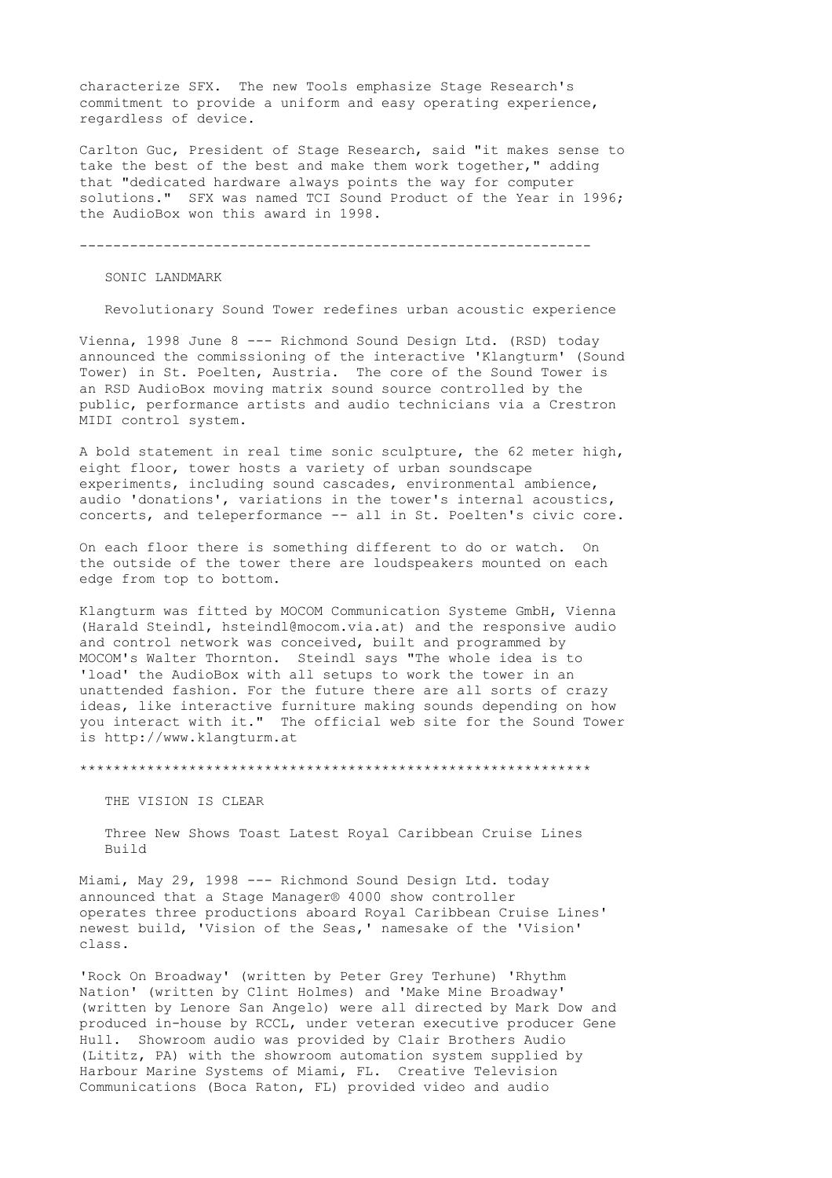characterize SFX. The new Tools emphasize Stage Research's commitment to provide a uniform and easy operating experience, regardless of device.

Carlton Guc, President of Stage Research, said "it makes sense to take the best of the best and make them work together," adding that "dedicated hardware always points the way for computer solutions." SFX was named TCI Sound Product of the Year in 1996; the AudioBox won this award in 1998.

---

## SONIC LANDMARK

### Revolutionary Sound Tower redefines urban acoustic experience

Vienna, 1998 June 8 --- Richmond Sound Design Ltd. (RSD) today announced the commissioning of the interactive 'Klangturm' (Sound Tower) in St. Poelten, Austria. The core of the Sound Tower is an RSD AudioBox moving matrix sound source controlled by the public, performance artists and audio technicians via a Crestron MIDI control system.

A bold statement in real time sonic sculpture, the 62 meter high, eight floor, tower hosts a variety of urban soundscape experiments, including sound cascades, environmental ambience, audio 'donations', variations in the tower's internal acoustics, concerts, and teleperformance -- all in St. Poelten's civic core.

On each floor there is something different to do or watch. On the outside of the tower there are loudspeakers mounted on each edge from top to bottom.

Klangturm was fitted by MOCOM Communication Systeme GmbH, Vienna (Harald Steindl, hsteindl@mocom.via.at) and the responsive audio and control network was conceived, built and programmed by MOCOM's Walter Thornton. Steindl says "The whole idea is to 'load' the AudioBox with all setups to work the tower in an unattended fashion. For the future there are all sorts of crazy ideas, like interactive furniture making sounds depending on how you interact with it." The official web site for the Sound Tower is http://www.klangturm.at

************************************************************

## THE VISION IS CLEAR

### Three New Shows Toast Latest Royal Caribbean Cruise Lines Build

Miami, May 29, 1998 --- Richmond Sound Design Ltd. today announced that a Stage Manager® 4000 show controller operates three productions aboard Royal Caribbean Cruise Lines' newest build, 'Vision of the Seas,' namesake of the 'Vision' class.

'Rock On Broadway' (written by Peter Grey Terhune) 'Rhythm Nation' (written by Clint Holmes) and 'Make Mine Broadway' (written by Lenore San Angelo) were all directed by Mark Dow and produced in-house by RCCL, under veteran executive producer Gene Hull. Showroom audio was provided by Clair Brothers Audio (Lititz, PA) with the showroom automation system supplied by Harbour Marine Systems of Miami, FL. Creative Television Communications (Boca Raton, FL) provided video and audio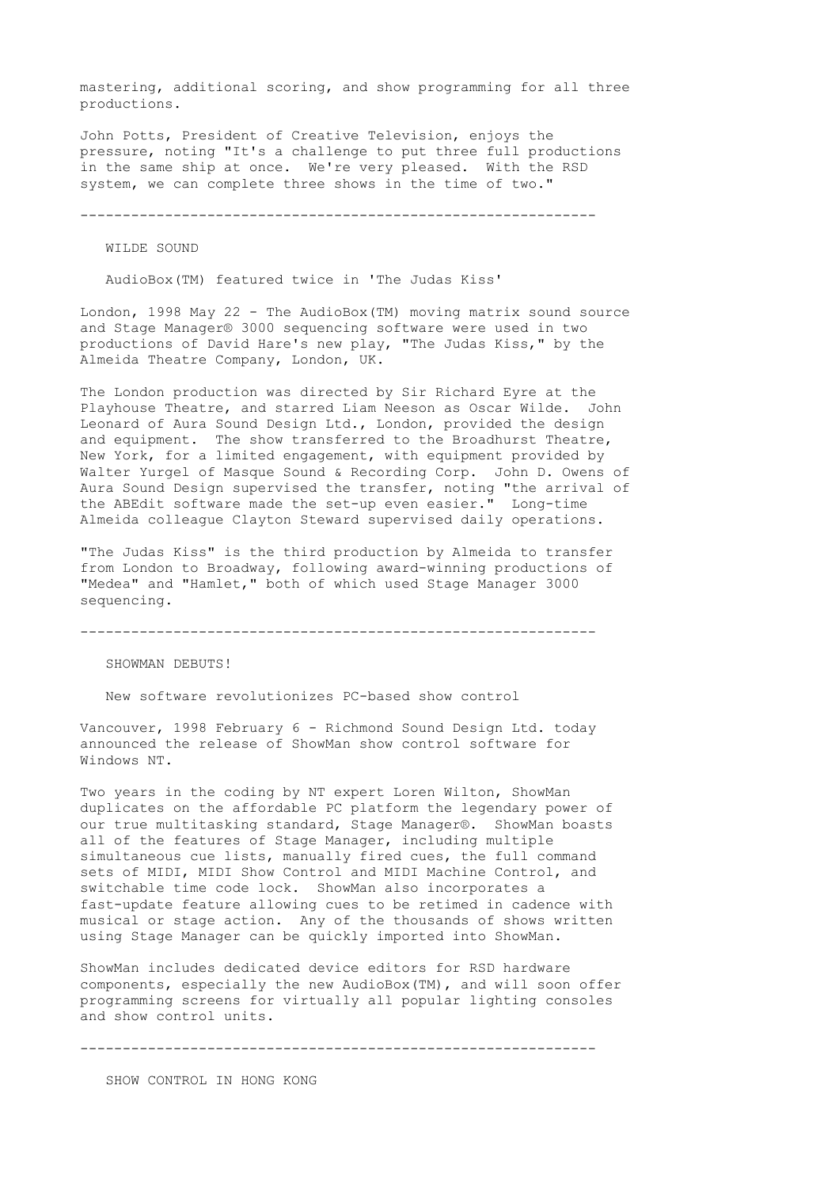mastering, additional scoring, and show programming for all three productions.

John Potts, President of Creative Television, enjoys the pressure, noting "It's a challenge to put three full productions in the same ship at once. We're very pleased. With the RSD system, we can complete three shows in the time of two."

---

## WILDE SOUND

### AudioBox(TM) featured twice in 'The Judas Kiss'

London, 1998 May 22 - The AudioBox(TM) moving matrix sound source and Stage Manager® 3000 sequencing software were used in two productions of David Hare's new play, "The Judas Kiss," by the Almeida Theatre Company, London, UK.

The London production was directed by Sir Richard Eyre at the Playhouse Theatre, and starred Liam Neeson as Oscar Wilde. John Leonard of Aura Sound Design Ltd., London, provided the design and equipment. The show transferred to the Broadhurst Theatre, New York, for a limited engagement, with equipment provided by Walter Yurgel of Masque Sound & Recording Corp. John D. Owens of Aura Sound Design supervised the transfer, noting "the arrival of the ABEdit software made the set-up even easier." Long-time Almeida colleague Clayton Steward supervised daily operations.

"The Judas Kiss" is the third production by Almeida to transfer from London to Broadway, following award-winning productions of "Medea" and "Hamlet," both of which used Stage Manager 3000 sequencing.

---

## SHOWMAN DEBUTS!

### New software revolutionizes PC-based show control

Vancouver, 1998 February 6 - Richmond Sound Design Ltd. today announced the release of ShowMan show control software for Windows NT.

Two years in the coding by NT expert Loren Wilton, ShowMan duplicates on the affordable PC platform the legendary power of our true multitasking standard, Stage Manager®. ShowMan boasts all of the features of Stage Manager, including multiple simultaneous cue lists, manually fired cues, the full command sets of MIDI, MIDI Show Control and MIDI Machine Control, and switchable time code lock. ShowMan also incorporates a fast-update feature allowing cues to be retimed in cadence with musical or stage action. Any of the thousands of shows written using Stage Manager can be quickly imported into ShowMan.

ShowMan includes dedicated device editors for RSD hardware components, especially the new AudioBox(TM), and will soon offer programming screens for virtually all popular lighting consoles and show control units.

---

## SHOW CONTROL IN HONG KONG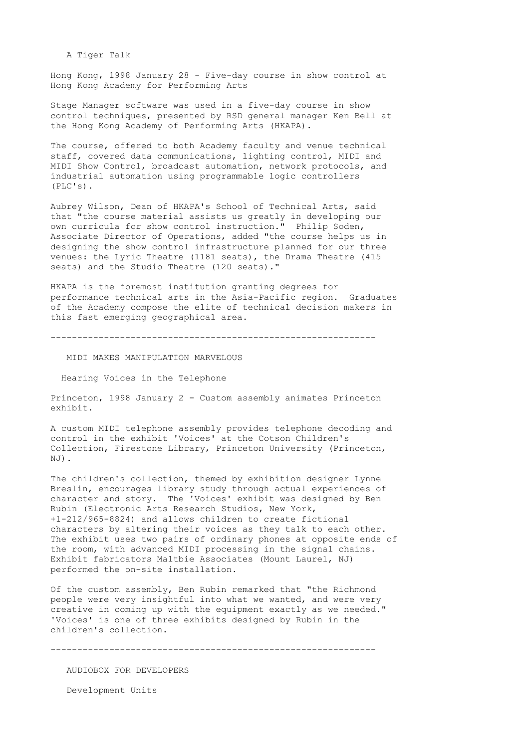## A Tiger Talk

Hong Kong, 1998 January 28 - Five-day course in show control at Hong Kong Academy for Performing Arts

Stage Manager software was used in a five-day course in show control techniques, presented by RSD general manager Ken Bell at the Hong Kong Academy of Performing Arts (HKAPA).

The course, offered to both Academy faculty and venue technical staff, covered data communications, lighting control, MIDI and MIDI Show Control, broadcast automation, network protocols, and industrial automation using programmable logic controllers (PLC's).

Aubrey Wilson, Dean of HKAPA's School of Technical Arts, said that "the course material assists us greatly in developing our own curricula for show control instruction." Philip Soden, Associate Director of Operations, added "the course helps us in designing the show control infrastructure planned for our three venues: the Lyric Theatre (1181 seats), the Drama Theatre (415 seats) and the Studio Theatre (120 seats)."

HKAPA is the foremost institution granting degrees for performance technical arts in the Asia-Pacific region. Graduates of the Academy compose the elite of technical decision makers in this fast emerging geographical area.

---

## MIDI MAKES MANIPULATION MARVELOUS

### Hearing Voices in the Telephone

Princeton, 1998 January 2 - Custom assembly animates Princeton exhibit.

A custom MIDI telephone assembly provides telephone decoding and control in the exhibit 'Voices' at the Cotson Children's Collection, Firestone Library, Princeton University (Princeton, NJ).

The children's collection, themed by exhibition designer Lynne Breslin, encourages library study through actual experiences of character and story. The 'Voices' exhibit was designed by Ben Rubin (Electronic Arts Research Studios, New York, +1-212/965-8824) and allows children to create fictional characters by altering their voices as they talk to each other. The exhibit uses two pairs of ordinary phones at opposite ends of the room, with advanced MIDI processing in the signal chains. Exhibit fabricators Maltbie Associates (Mount Laurel, NJ) performed the on-site installation.

Of the custom assembly, Ben Rubin remarked that "the Richmond people were very insightful into what we wanted, and were very creative in coming up with the equipment exactly as we needed." 'Voices' is one of three exhibits designed by Rubin in the children's collection.

---

## AUDIOBOX FOR DEVELOPERS

### Development Units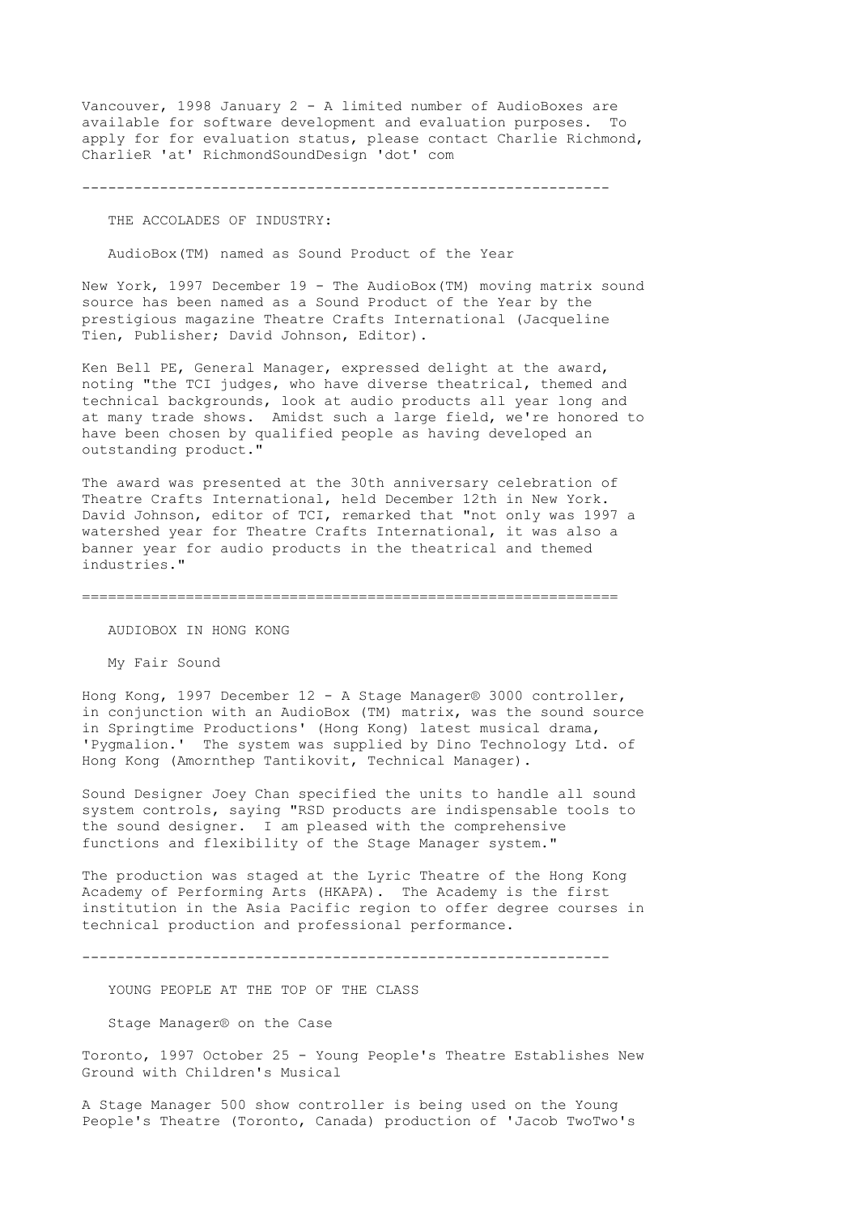Vancouver, 1998 January 2 - A limited number of AudioBoxes are available for software development and evaluation purposes. To apply for for evaluation status, please contact Charlie Richmond, CharlieR 'at' RichmondSoundDesign 'dot' com

---

### THE ACCOLADES OF INDUSTRY:

#### AudioBox(TM) named as Sound Product of the Year

New York, 1997 December 19 - The AudioBox(TM) moving matrix sound source has been named as a Sound Product of the Year by the prestigious magazine Theatre Crafts International (Jacqueline Tien, Publisher; David Johnson, Editor).

Ken Bell PE, General Manager, expressed delight at the award, noting "the TCI judges, who have diverse theatrical, themed and technical backgrounds, look at audio products all year long and at many trade shows. Amidst such a large field, we're honored to have been chosen by qualified people as having developed an outstanding product."

The award was presented at the 30th anniversary celebration of Theatre Crafts International, held December 12th in New York. David Johnson, editor of TCI, remarked that "not only was 1997 a watershed year for Theatre Crafts International, it was also a banner year for audio products in the theatrical and themed industries."

===============================================================

### AUDIOBOX IN HONG KONG

#### My Fair Sound

Hong Kong, 1997 December 12 - A Stage Manager® 3000 controller, in conjunction with an AudioBox (TM) matrix, was the sound source in Springtime Productions' (Hong Kong) latest musical drama, 'Pygmalion.' The system was supplied by Dino Technology Ltd. of Hong Kong (Amornthep Tantikovit, Technical Manager).

Sound Designer Joey Chan specified the units to handle all sound system controls, saying "RSD products are indispensable tools to the sound designer. I am pleased with the comprehensive functions and flexibility of the Stage Manager system."

The production was staged at the Lyric Theatre of the Hong Kong Academy of Performing Arts (HKAPA). The Academy is the first institution in the Asia Pacific region to offer degree courses in technical production and professional performance.

---

### YOUNG PEOPLE AT THE TOP OF THE CLASS

#### Stage Manager® on the Case

Toronto, 1997 October 25 - Young People's Theatre Establishes New Ground with Children's Musical

A Stage Manager 500 show controller is being used on the Young People's Theatre (Toronto, Canada) production of 'Jacob TwoTwo's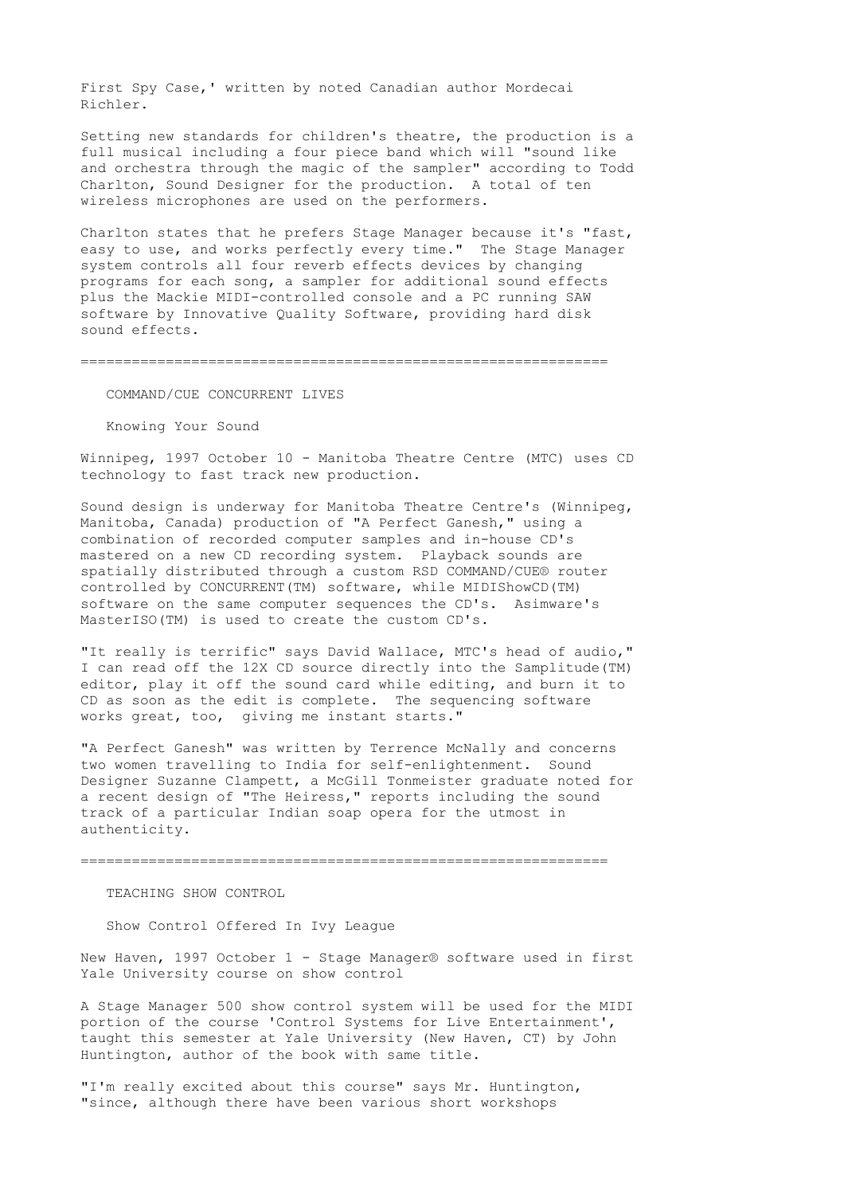First Spy Case,' written by noted Canadian author Mordecai Richler.

Setting new standards for children's theatre, the production is a full musical including a four piece band which will "sound like and orchestra through the magic of the sampler" according to Todd Charlton, Sound Designer for the production. A total of ten wireless microphones are used on the performers.

Charlton states that he prefers Stage Manager because it's "fast, easy to use, and works perfectly every time." The Stage Manager system controls all four reverb effects devices by changing programs for each song, a sampler for additional sound effects plus the Mackie MIDI-controlled console and a PC running SAW software by Innovative Quality Software, providing hard disk sound effects.

================================================================

COMMAND/CUE CONCURRENT LIVES

Knowing Your Sound

Winnipeg, 1997 October 10 - Manitoba Theatre Centre (MTC) uses CD technology to fast track new production.

Sound design is underway for Manitoba Theatre Centre's (Winnipeg, Manitoba, Canada) production of "A Perfect Ganesh," using a combination of recorded computer samples and in-house CD's mastered on a new CD recording system. Playback sounds are spatially distributed through a custom RSD COMMAND/CUE® router controlled by CONCURRENT(TM) software, while MIDIShowCD(TM) software on the same computer sequences the CD's. Asimware's MasterISO(TM) is used to create the custom CD's.

"It really is terrific" says David Wallace, MTC's head of audio," I can read off the 12X CD source directly into the Samplitude(TM) editor, play it off the sound card while editing, and burn it to CD as soon as the edit is complete. The sequencing software works great, too, giving me instant starts."

"A Perfect Ganesh" was written by Terrence McNally and concerns two women travelling to India for self-enlightenment. Sound Designer Suzanne Clampett, a McGill Tonmeister graduate noted for a recent design of "The Heiress," reports including the sound track of a particular Indian soap opera for the utmost in authenticity.

================================================================

TEACHING SHOW CONTROL

Show Control Offered In Ivy League

New Haven, 1997 October 1 - Stage Manager® software used in first Yale University course on show control

A Stage Manager 500 show control system will be used for the MIDI portion of the course 'Control Systems for Live Entertainment', taught this semester at Yale University (New Haven, CT) by John Huntington, author of the book with same title.

"I'm really excited about this course" says Mr. Huntington, "since, although there have been various short workshops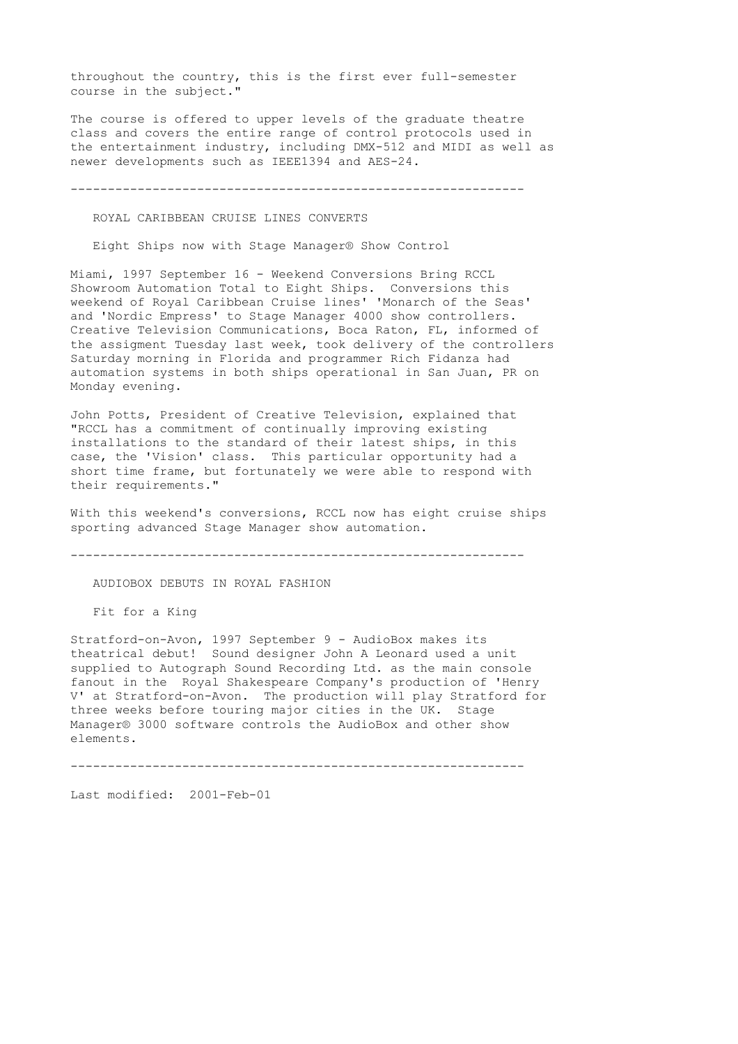throughout the country, this is the first ever full-semester course in the subject."

The course is offered to upper levels of the graduate theatre class and covers the entire range of control protocols used in the entertainment industry, including DMX-512 and MIDI as well as newer developments such as IEEE1394 and AES-24.

---

## ROYAL CARIBBEAN CRUISE LINES CONVERTS

### Eight Ships now with Stage Manager® Show Control

Miami, 1997 September 16 - Weekend Conversions Bring RCCL Showroom Automation Total to Eight Ships. Conversions this weekend of Royal Caribbean Cruise lines' 'Monarch of the Seas' and 'Nordic Empress' to Stage Manager 4000 show controllers. Creative Television Communications, Boca Raton, FL, informed of the assigment Tuesday last week, took delivery of the controllers Saturday morning in Florida and programmer Rich Fidanza had automation systems in both ships operational in San Juan, PR on Monday evening.

John Potts, President of Creative Television, explained that "RCCL has a commitment of continually improving existing installations to the standard of their latest ships, in this case, the 'Vision' class. This particular opportunity had a short time frame, but fortunately we were able to respond with their requirements."

With this weekend's conversions, RCCL now has eight cruise ships sporting advanced Stage Manager show automation.

---

## AUDIOBOX DEBUTS IN ROYAL FASHION

### Fit for a King

Stratford-on-Avon, 1997 September 9 - AudioBox makes its theatrical debut! Sound designer John A Leonard used a unit supplied to Autograph Sound Recording Ltd. as the main console fanout in the Royal Shakespeare Company's production of 'Henry V' at Stratford-on-Avon. The production will play Stratford for three weeks before touring major cities in the UK. Stage Manager® 3000 software controls the AudioBox and other show elements.

---

Last modified: 2001-Feb-01